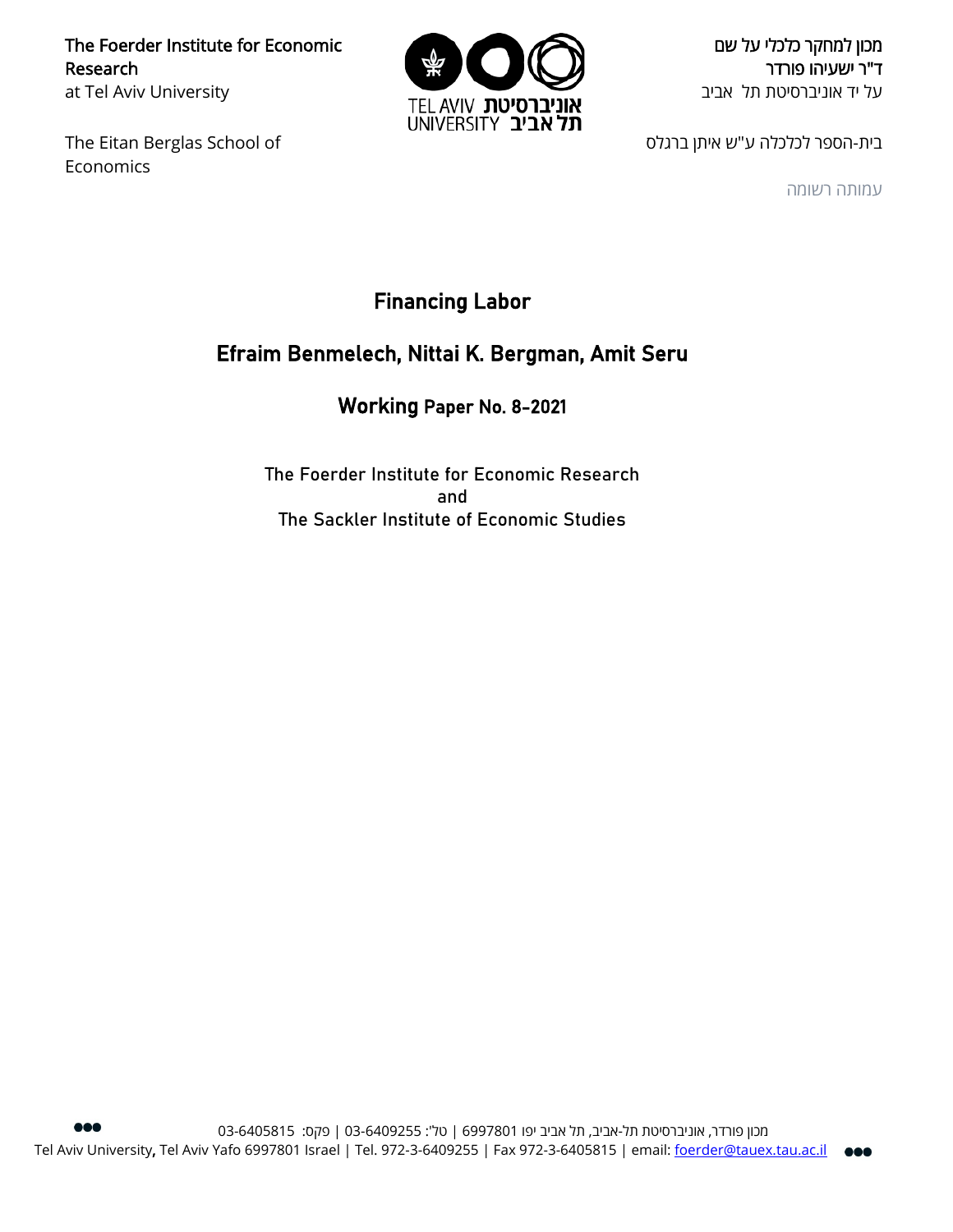The Foerder Institute for Economic Research
at Tel Aviv University

The Eitan Berglas School of Economics

מכון למחקר כלכלי על שם
ד"ר ישעיהו פורדר
על יד אוניברסיטת תל אביב

בית-הספר לכלכלה ע"ש איתן ברגלס

עמותה רשומה

TEL AVIV UNIVERSITY אוניברסיטת תל אביב

# Financing Labor

## Efraim Benmelech, Nittai K. Bergman, Amit Seru

### Working Paper No. 8-2021

The Foerder Institute for Economic Research
and
The Sackler Institute of Economic Studies

מכון פורדר, אוניברסיטת תל-אביב, תל אביב יפו 6997801 | טל': 03-6409255 | פקס: 03-6405815

Tel Aviv University, Tel Aviv Yafo 6997801 Israel | Tel. 972-3-6409255 | Fax 972-3-6405815 | email: foerder@tauex.tau.ac.il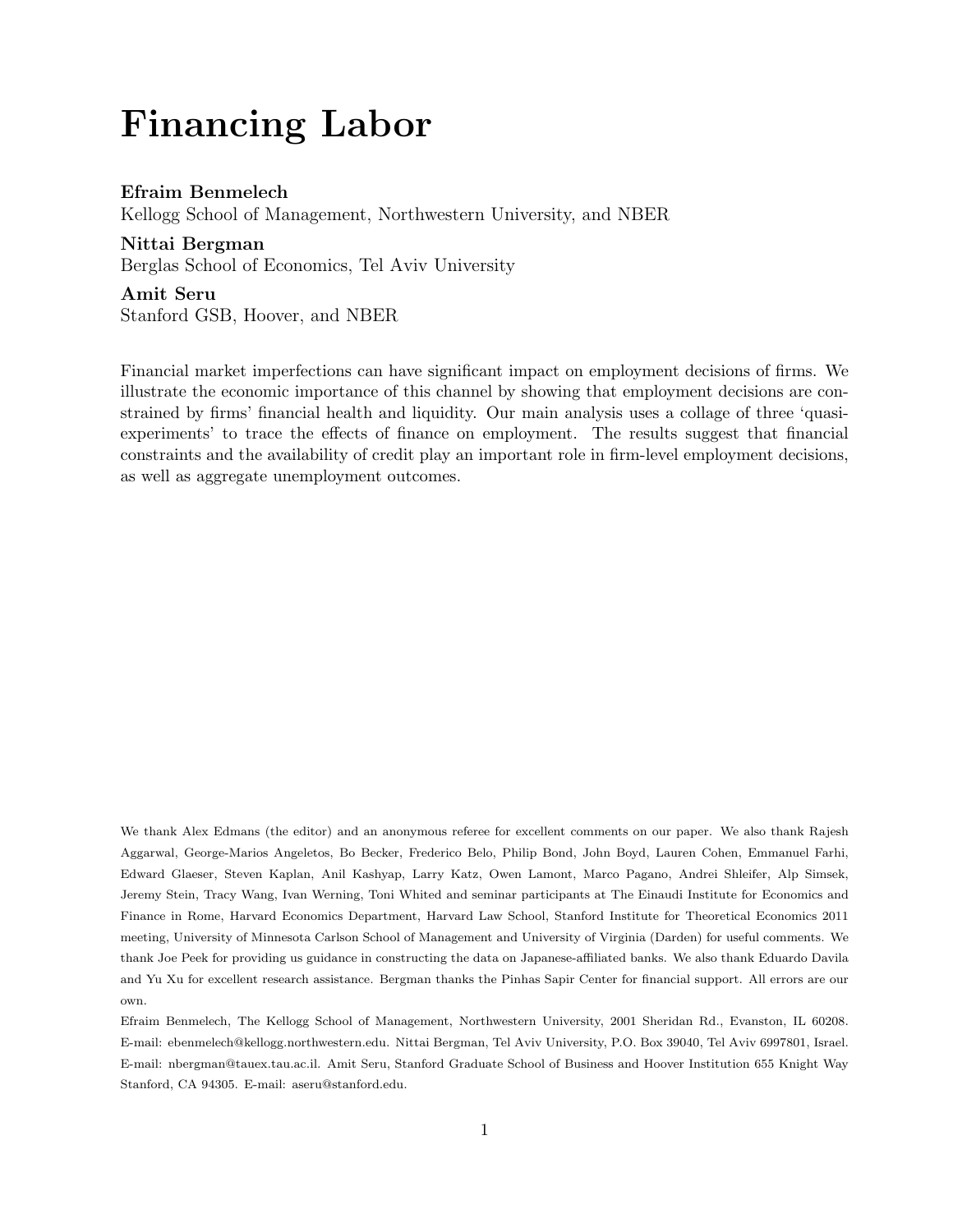# Financing Labor

**Efraim Benmelech**
Kellogg School of Management, Northwestern University, and NBER

**Nittai Bergman**
Berglas School of Economics, Tel Aviv University

**Amit Seru**
Stanford GSB, Hoover, and NBER

Financial market imperfections can have significant impact on employment decisions of firms. We illustrate the economic importance of this channel by showing that employment decisions are constrained by firms' financial health and liquidity. Our main analysis uses a collage of three 'quasi-experiments' to trace the effects of finance on employment. The results suggest that financial constraints and the availability of credit play an important role in firm-level employment decisions, as well as aggregate unemployment outcomes.

We thank Alex Edmans (the editor) and an anonymous referee for excellent comments on our paper. We also thank Rajesh Aggarwal, George-Marios Angeletos, Bo Becker, Frederico Belo, Philip Bond, John Boyd, Lauren Cohen, Emmanuel Farhi, Edward Glaeser, Steven Kaplan, Anil Kashyap, Larry Katz, Owen Lamont, Marco Pagano, Andrei Shleifer, Alp Simsek, Jeremy Stein, Tracy Wang, Ivan Werning, Toni Whited and seminar participants at The Einaudi Institute for Economics and Finance in Rome, Harvard Economics Department, Harvard Law School, Stanford Institute for Theoretical Economics 2011 meeting, University of Minnesota Carlson School of Management and University of Virginia (Darden) for useful comments. We thank Joe Peek for providing us guidance in constructing the data on Japanese-affiliated banks. We also thank Eduardo Davila and Yu Xu for excellent research assistance. Bergman thanks the Pinhas Sapir Center for financial support. All errors are our own.

Efraim Benmelech, The Kellogg School of Management, Northwestern University, 2001 Sheridan Rd., Evanston, IL 60208. E-mail: ebenmelech@kellogg.northwestern.edu. Nittai Bergman, Tel Aviv University, P.O. Box 39040, Tel Aviv 6997801, Israel. E-mail: nbergman@tauex.tau.ac.il. Amit Seru, Stanford Graduate School of Business and Hoover Institution 655 Knight Way Stanford, CA 94305. E-mail: aseru@stanford.edu.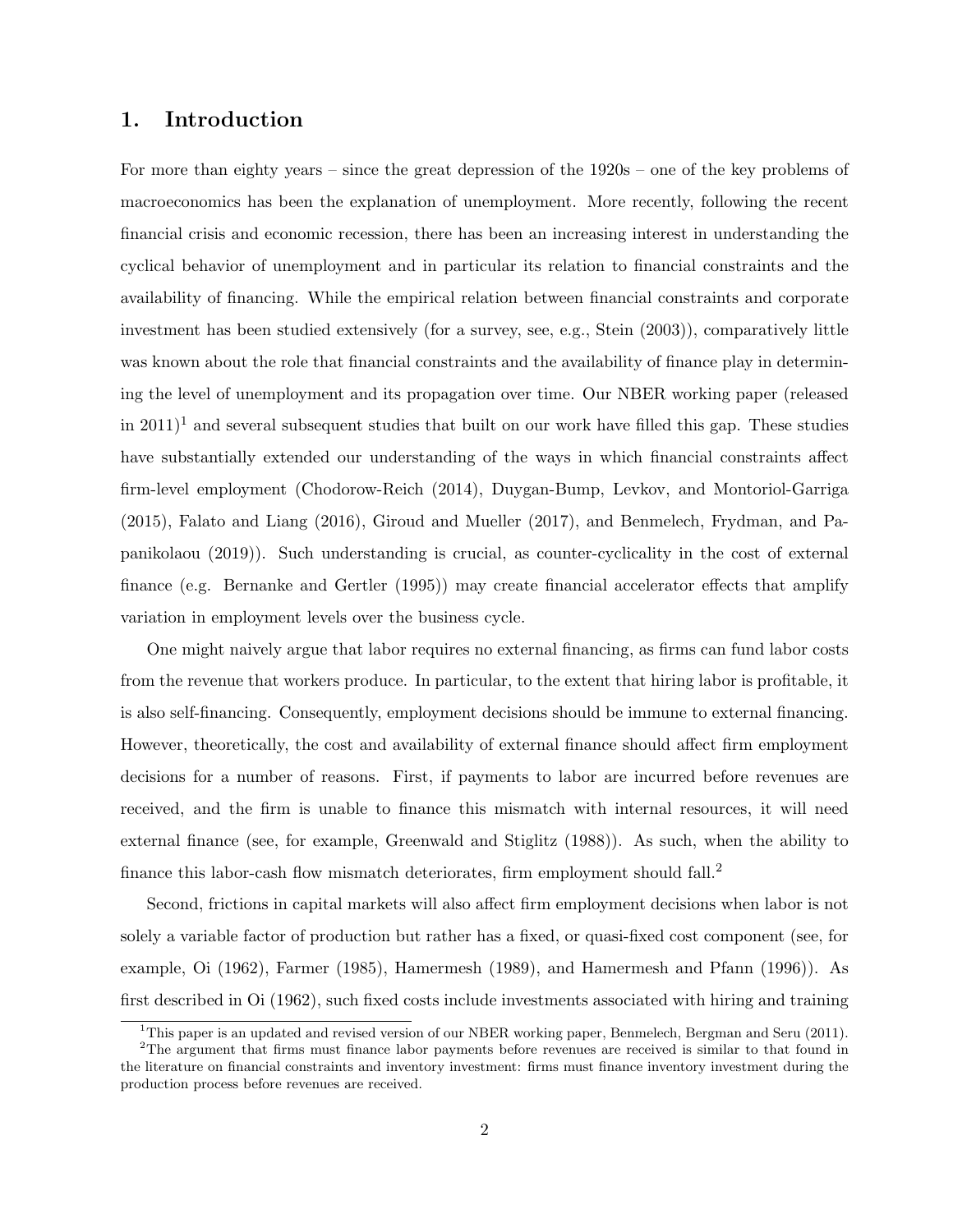## 1. Introduction

For more than eighty years – since the great depression of the 1920s – one of the key problems of macroeconomics has been the explanation of unemployment. More recently, following the recent financial crisis and economic recession, there has been an increasing interest in understanding the cyclical behavior of unemployment and in particular its relation to financial constraints and the availability of financing. While the empirical relation between financial constraints and corporate investment has been studied extensively (for a survey, see, e.g., Stein (2003)), comparatively little was known about the role that financial constraints and the availability of finance play in determining the level of unemployment and its propagation over time. Our NBER working paper (released in 2011)[1] and several subsequent studies that built on our work have filled this gap. These studies have substantially extended our understanding of the ways in which financial constraints affect firm-level employment (Chodorow-Reich (2014), Duygan-Bump, Levkov, and Montoriol-Garriga (2015), Falato and Liang (2016), Giroud and Mueller (2017), and Benmelech, Frydman, and Papanikolaou (2019)). Such understanding is crucial, as counter-cyclicality in the cost of external finance (e.g. Bernanke and Gertler (1995)) may create financial accelerator effects that amplify variation in employment levels over the business cycle.

One might naively argue that labor requires no external financing, as firms can fund labor costs from the revenue that workers produce. In particular, to the extent that hiring labor is profitable, it is also self-financing. Consequently, employment decisions should be immune to external financing. However, theoretically, the cost and availability of external finance should affect firm employment decisions for a number of reasons. First, if payments to labor are incurred before revenues are received, and the firm is unable to finance this mismatch with internal resources, it will need external finance (see, for example, Greenwald and Stiglitz (1988)). As such, when the ability to finance this labor-cash flow mismatch deteriorates, firm employment should fall.[2]

Second, frictions in capital markets will also affect firm employment decisions when labor is not solely a variable factor of production but rather has a fixed, or quasi-fixed cost component (see, for example, Oi (1962), Farmer (1985), Hamermesh (1989), and Hamermesh and Pfann (1996)). As first described in Oi (1962), such fixed costs include investments associated with hiring and training

[1] This paper is an updated and revised version of our NBER working paper, Benmelech, Bergman and Seru (2011).

[2] The argument that firms must finance labor payments before revenues are received is similar to that found in the literature on financial constraints and inventory investment: firms must finance inventory investment during the production process before revenues are received.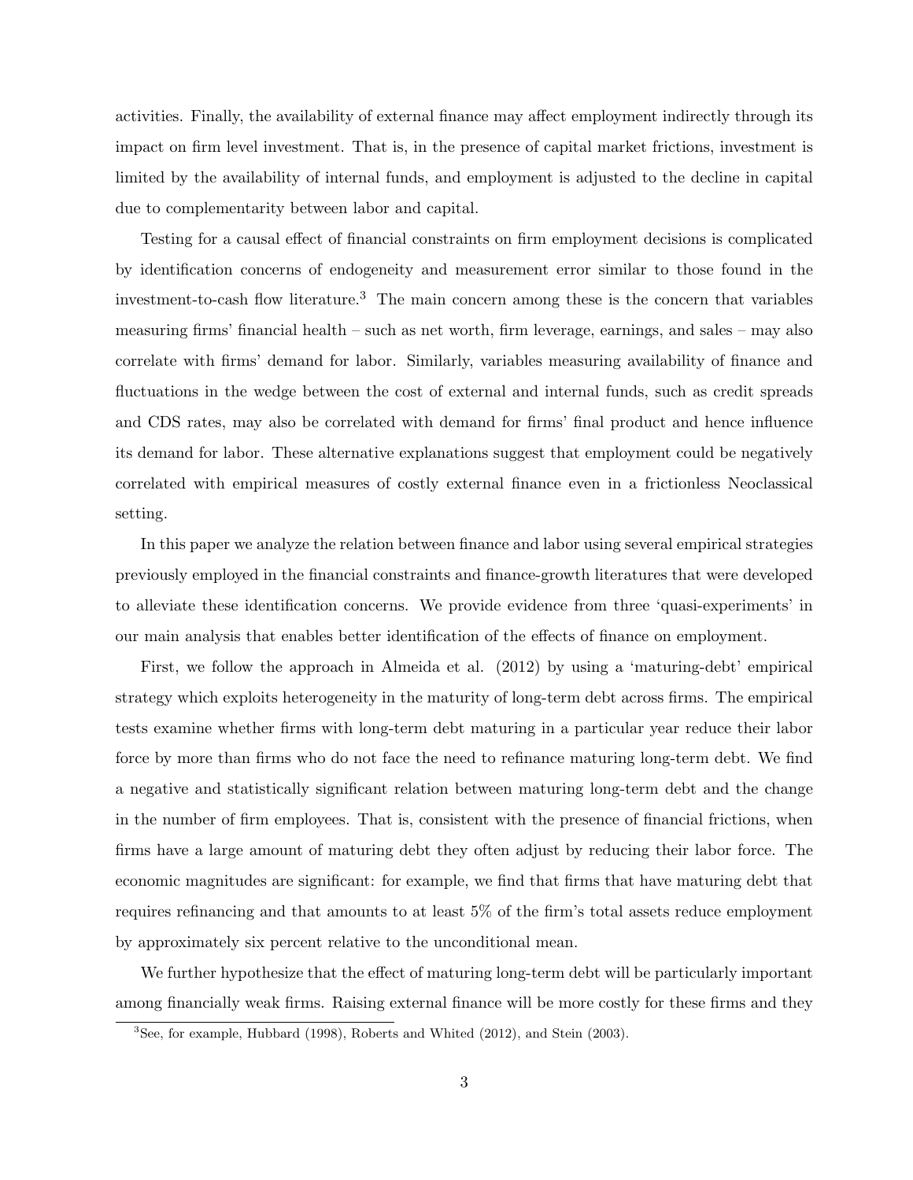activities. Finally, the availability of external finance may affect employment indirectly through its impact on firm level investment. That is, in the presence of capital market frictions, investment is limited by the availability of internal funds, and employment is adjusted to the decline in capital due to complementarity between labor and capital.

Testing for a causal effect of financial constraints on firm employment decisions is complicated by identification concerns of endogeneity and measurement error similar to those found in the investment-to-cash flow literature.[3] The main concern among these is the concern that variables measuring firms' financial health – such as net worth, firm leverage, earnings, and sales – may also correlate with firms' demand for labor. Similarly, variables measuring availability of finance and fluctuations in the wedge between the cost of external and internal funds, such as credit spreads and CDS rates, may also be correlated with demand for firms' final product and hence influence its demand for labor. These alternative explanations suggest that employment could be negatively correlated with empirical measures of costly external finance even in a frictionless Neoclassical setting.

In this paper we analyze the relation between finance and labor using several empirical strategies previously employed in the financial constraints and finance-growth literatures that were developed to alleviate these identification concerns. We provide evidence from three 'quasi-experiments' in our main analysis that enables better identification of the effects of finance on employment.

First, we follow the approach in Almeida et al. (2012) by using a 'maturing-debt' empirical strategy which exploits heterogeneity in the maturity of long-term debt across firms. The empirical tests examine whether firms with long-term debt maturing in a particular year reduce their labor force by more than firms who do not face the need to refinance maturing long-term debt. We find a negative and statistically significant relation between maturing long-term debt and the change in the number of firm employees. That is, consistent with the presence of financial frictions, when firms have a large amount of maturing debt they often adjust by reducing their labor force. The economic magnitudes are significant: for example, we find that firms that have maturing debt that requires refinancing and that amounts to at least 5% of the firm's total assets reduce employment by approximately six percent relative to the unconditional mean.

We further hypothesize that the effect of maturing long-term debt will be particularly important among financially weak firms. Raising external finance will be more costly for these firms and they

[3] See, for example, Hubbard (1998), Roberts and Whited (2012), and Stein (2003).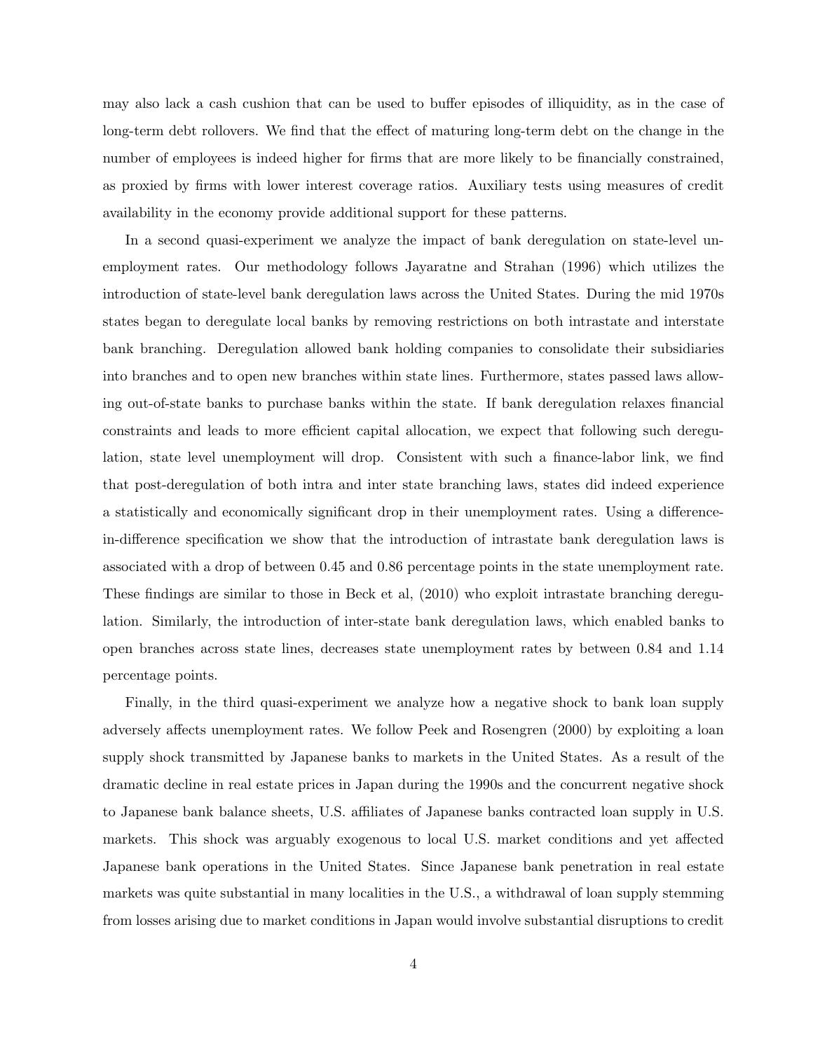may also lack a cash cushion that can be used to buffer episodes of illiquidity, as in the case of long-term debt rollovers. We find that the effect of maturing long-term debt on the change in the number of employees is indeed higher for firms that are more likely to be financially constrained, as proxied by firms with lower interest coverage ratios. Auxiliary tests using measures of credit availability in the economy provide additional support for these patterns.

In a second quasi-experiment we analyze the impact of bank deregulation on state-level unemployment rates. Our methodology follows Jayaratne and Strahan (1996) which utilizes the introduction of state-level bank deregulation laws across the United States. During the mid 1970s states began to deregulate local banks by removing restrictions on both intrastate and interstate bank branching. Deregulation allowed bank holding companies to consolidate their subsidiaries into branches and to open new branches within state lines. Furthermore, states passed laws allowing out-of-state banks to purchase banks within the state. If bank deregulation relaxes financial constraints and leads to more efficient capital allocation, we expect that following such deregulation, state level unemployment will drop. Consistent with such a finance-labor link, we find that post-deregulation of both intra and inter state branching laws, states did indeed experience a statistically and economically significant drop in their unemployment rates. Using a difference-in-difference specification we show that the introduction of intrastate bank deregulation laws is associated with a drop of between 0.45 and 0.86 percentage points in the state unemployment rate. These findings are similar to those in Beck et al, (2010) who exploit intrastate branching deregulation. Similarly, the introduction of inter-state bank deregulation laws, which enabled banks to open branches across state lines, decreases state unemployment rates by between 0.84 and 1.14 percentage points.

Finally, in the third quasi-experiment we analyze how a negative shock to bank loan supply adversely affects unemployment rates. We follow Peek and Rosengren (2000) by exploiting a loan supply shock transmitted by Japanese banks to markets in the United States. As a result of the dramatic decline in real estate prices in Japan during the 1990s and the concurrent negative shock to Japanese bank balance sheets, U.S. affiliates of Japanese banks contracted loan supply in U.S. markets. This shock was arguably exogenous to local U.S. market conditions and yet affected Japanese bank operations in the United States. Since Japanese bank penetration in real estate markets was quite substantial in many localities in the U.S., a withdrawal of loan supply stemming from losses arising due to market conditions in Japan would involve substantial disruptions to credit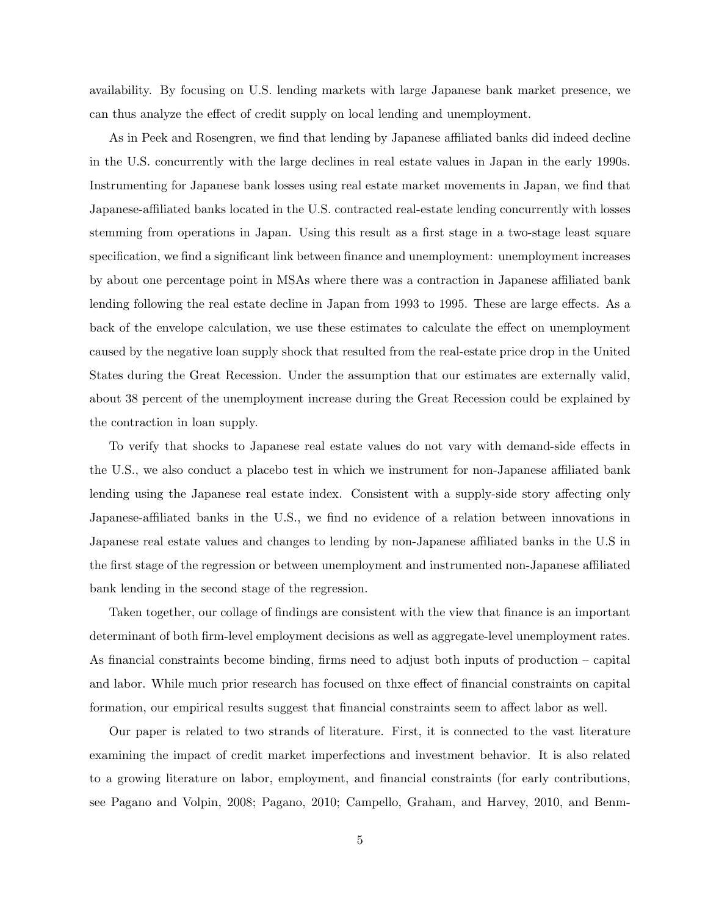availability. By focusing on U.S. lending markets with large Japanese bank market presence, we can thus analyze the effect of credit supply on local lending and unemployment.

As in Peek and Rosengren, we find that lending by Japanese affiliated banks did indeed decline in the U.S. concurrently with the large declines in real estate values in Japan in the early 1990s. Instrumenting for Japanese bank losses using real estate market movements in Japan, we find that Japanese-affiliated banks located in the U.S. contracted real-estate lending concurrently with losses stemming from operations in Japan. Using this result as a first stage in a two-stage least square specification, we find a significant link between finance and unemployment: unemployment increases by about one percentage point in MSAs where there was a contraction in Japanese affiliated bank lending following the real estate decline in Japan from 1993 to 1995. These are large effects. As a back of the envelope calculation, we use these estimates to calculate the effect on unemployment caused by the negative loan supply shock that resulted from the real-estate price drop in the United States during the Great Recession. Under the assumption that our estimates are externally valid, about 38 percent of the unemployment increase during the Great Recession could be explained by the contraction in loan supply.

To verify that shocks to Japanese real estate values do not vary with demand-side effects in the U.S., we also conduct a placebo test in which we instrument for non-Japanese affiliated bank lending using the Japanese real estate index. Consistent with a supply-side story affecting only Japanese-affiliated banks in the U.S., we find no evidence of a relation between innovations in Japanese real estate values and changes to lending by non-Japanese affiliated banks in the U.S in the first stage of the regression or between unemployment and instrumented non-Japanese affiliated bank lending in the second stage of the regression.

Taken together, our collage of findings are consistent with the view that finance is an important determinant of both firm-level employment decisions as well as aggregate-level unemployment rates. As financial constraints become binding, firms need to adjust both inputs of production – capital and labor. While much prior research has focused on thxe effect of financial constraints on capital formation, our empirical results suggest that financial constraints seem to affect labor as well.

Our paper is related to two strands of literature. First, it is connected to the vast literature examining the impact of credit market imperfections and investment behavior. It is also related to a growing literature on labor, employment, and financial constraints (for early contributions, see Pagano and Volpin, 2008; Pagano, 2010; Campello, Graham, and Harvey, 2010, and Benm-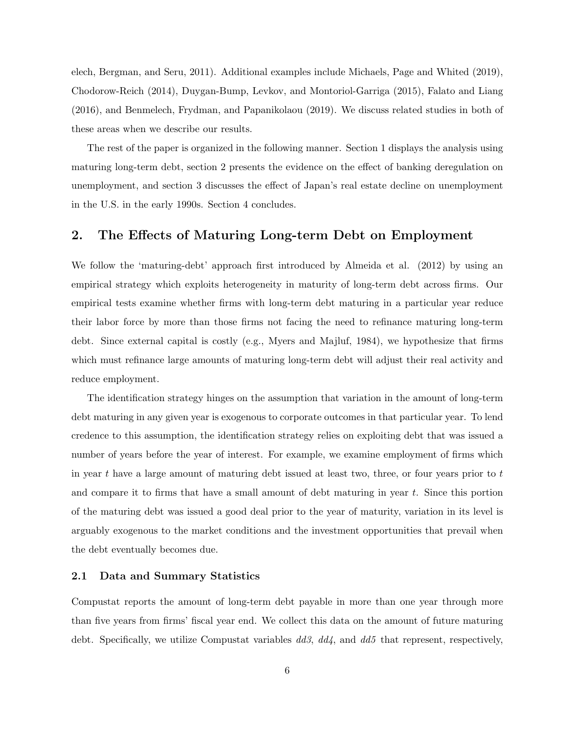elech, Bergman, and Seru, 2011). Additional examples include Michaels, Page and Whited (2019), Chodorow-Reich (2014), Duygan-Bump, Levkov, and Montoriol-Garriga (2015), Falato and Liang (2016), and Benmelech, Frydman, and Papanikolaou (2019). We discuss related studies in both of these areas when we describe our results.

The rest of the paper is organized in the following manner. Section 1 displays the analysis using maturing long-term debt, section 2 presents the evidence on the effect of banking deregulation on unemployment, and section 3 discusses the effect of Japan's real estate decline on unemployment in the U.S. in the early 1990s. Section 4 concludes.

## 2. The Effects of Maturing Long-term Debt on Employment

We follow the 'maturing-debt' approach first introduced by Almeida et al. (2012) by using an empirical strategy which exploits heterogeneity in maturity of long-term debt across firms. Our empirical tests examine whether firms with long-term debt maturing in a particular year reduce their labor force by more than those firms not facing the need to refinance maturing long-term debt. Since external capital is costly (e.g., Myers and Majluf, 1984), we hypothesize that firms which must refinance large amounts of maturing long-term debt will adjust their real activity and reduce employment.

The identification strategy hinges on the assumption that variation in the amount of long-term debt maturing in any given year is exogenous to corporate outcomes in that particular year. To lend credence to this assumption, the identification strategy relies on exploiting debt that was issued a number of years before the year of interest. For example, we examine employment of firms which in year $t$ have a large amount of maturing debt issued at least two, three, or four years prior to $t$ and compare it to firms that have a small amount of debt maturing in year $t$. Since this portion of the maturing debt was issued a good deal prior to the year of maturity, variation in its level is arguably exogenous to the market conditions and the investment opportunities that prevail when the debt eventually becomes due.

### 2.1 Data and Summary Statistics

Compustat reports the amount of long-term debt payable in more than one year through more than five years from firms' fiscal year end. We collect this data on the amount of future maturing debt. Specifically, we utilize Compustat variables *dd3*, *dd4*, and *dd5* that represent, respectively,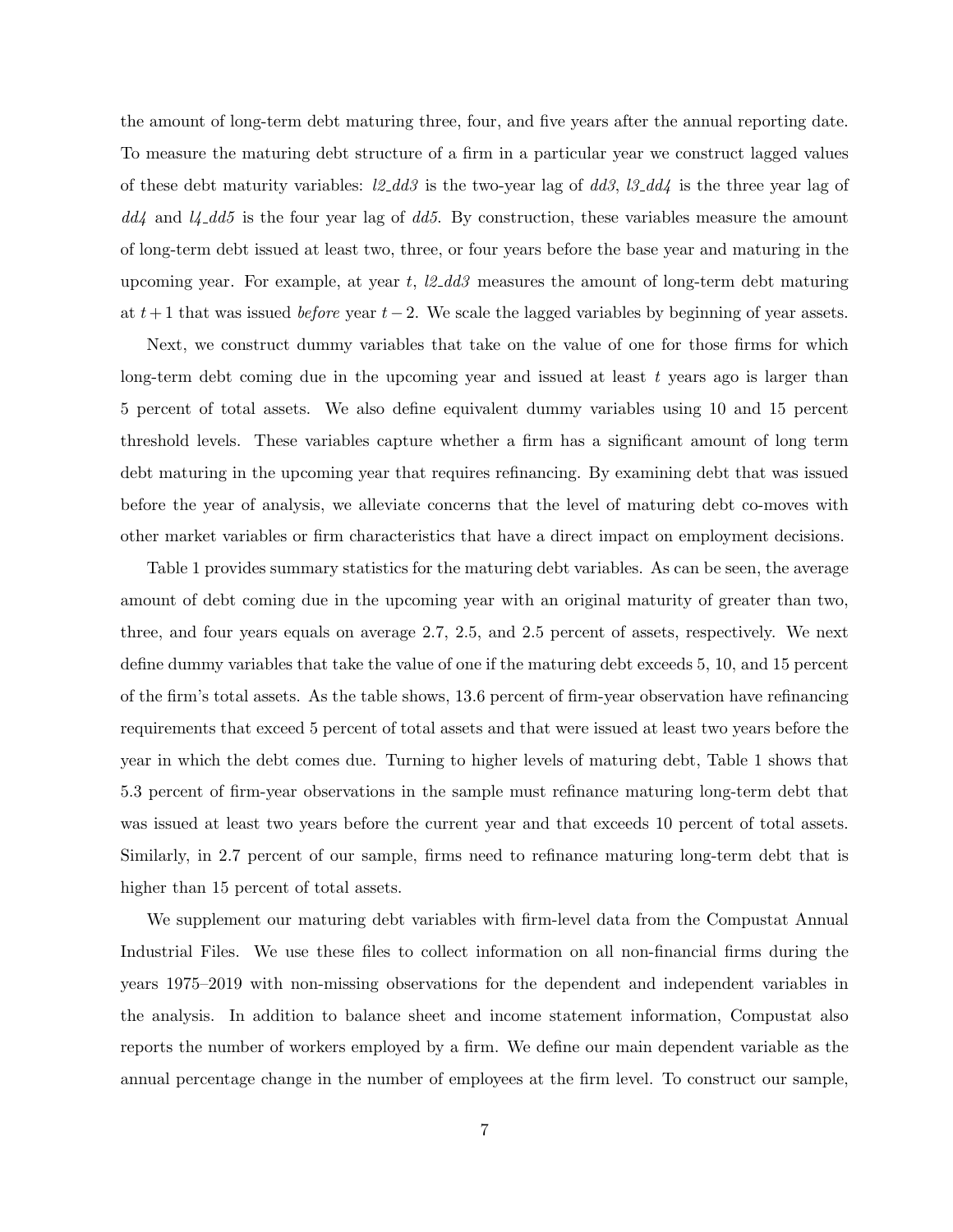the amount of long-term debt maturing three, four, and five years after the annual reporting date. To measure the maturing debt structure of a firm in a particular year we construct lagged values of these debt maturity variables: *l2_dd3* is the two-year lag of *dd3*, *l3_dd4* is the three year lag of *dd4* and *l4_dd5* is the four year lag of *dd5*. By construction, these variables measure the amount of long-term debt issued at least two, three, or four years before the base year and maturing in the upcoming year. For example, at year $t$, *l2_dd3* measures the amount of long-term debt maturing at $t+1$ that was issued *before* year $t-2$. We scale the lagged variables by beginning of year assets.

Next, we construct dummy variables that take on the value of one for those firms for which long-term debt coming due in the upcoming year and issued at least $t$ years ago is larger than 5 percent of total assets. We also define equivalent dummy variables using 10 and 15 percent threshold levels. These variables capture whether a firm has a significant amount of long term debt maturing in the upcoming year that requires refinancing. By examining debt that was issued before the year of analysis, we alleviate concerns that the level of maturing debt co-moves with other market variables or firm characteristics that have a direct impact on employment decisions.

Table 1 provides summary statistics for the maturing debt variables. As can be seen, the average amount of debt coming due in the upcoming year with an original maturity of greater than two, three, and four years equals on average 2.7, 2.5, and 2.5 percent of assets, respectively. We next define dummy variables that take the value of one if the maturing debt exceeds 5, 10, and 15 percent of the firm's total assets. As the table shows, 13.6 percent of firm-year observation have refinancing requirements that exceed 5 percent of total assets and that were issued at least two years before the year in which the debt comes due. Turning to higher levels of maturing debt, Table 1 shows that 5.3 percent of firm-year observations in the sample must refinance maturing long-term debt that was issued at least two years before the current year and that exceeds 10 percent of total assets. Similarly, in 2.7 percent of our sample, firms need to refinance maturing long-term debt that is higher than 15 percent of total assets.

We supplement our maturing debt variables with firm-level data from the Compustat Annual Industrial Files. We use these files to collect information on all non-financial firms during the years 1975–2019 with non-missing observations for the dependent and independent variables in the analysis. In addition to balance sheet and income statement information, Compustat also reports the number of workers employed by a firm. We define our main dependent variable as the annual percentage change in the number of employees at the firm level. To construct our sample,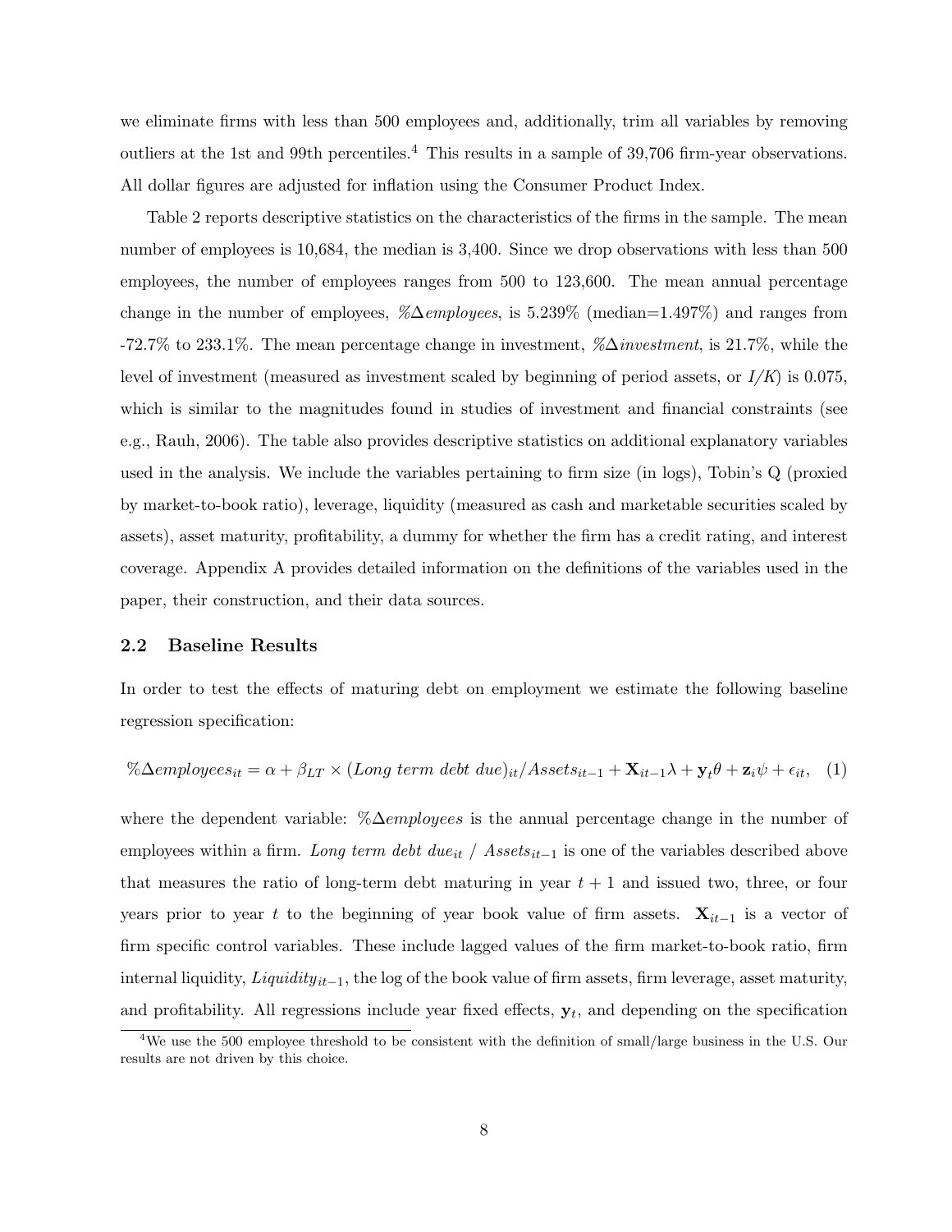we eliminate firms with less than 500 employees and, additionally, trim all variables by removing outliers at the 1st and 99th percentiles.[4] This results in a sample of 39,706 firm-year observations. All dollar figures are adjusted for inflation using the Consumer Product Index.

Table 2 reports descriptive statistics on the characteristics of the firms in the sample. The mean number of employees is 10,684, the median is 3,400. Since we drop observations with less than 500 employees, the number of employees ranges from 500 to 123,600. The mean annual percentage change in the number of employees, *%∆employees*, is 5.239% (median=1.497%) and ranges from -72.7% to 233.1%. The mean percentage change in investment, *%∆investment*, is 21.7%, while the level of investment (measured as investment scaled by beginning of period assets, or *I/K*) is 0.075, which is similar to the magnitudes found in studies of investment and financial constraints (see e.g., Rauh, 2006). The table also provides descriptive statistics on additional explanatory variables used in the analysis. We include the variables pertaining to firm size (in logs), Tobin's Q (proxied by market-to-book ratio), leverage, liquidity (measured as cash and marketable securities scaled by assets), asset maturity, profitability, a dummy for whether the firm has a credit rating, and interest coverage. Appendix A provides detailed information on the definitions of the variables used in the paper, their construction, and their data sources.

### 2.2 Baseline Results

In order to test the effects of maturing debt on employment we estimate the following baseline regression specification:

$$\%\Delta employees_{it} = \alpha + \beta_{LT} \times (Long\ term\ debt\ due)_{it}/Assets_{it-1} + \mathbf{X}_{it-1}\lambda + \mathbf{y}_t\theta + \mathbf{z}_i\psi + \epsilon_{it}, \quad (1)$$

where the dependent variable: $\%\Delta employees$ is the annual percentage change in the number of employees within a firm. $Long\ term\ debt\ due_{it}\ /\ Assets_{it-1}$ is one of the variables described above that measures the ratio of long-term debt maturing in year $t+1$ and issued two, three, or four years prior to year $t$ to the beginning of year book value of firm assets. $\mathbf{X}_{it-1}$ is a vector of firm specific control variables. These include lagged values of the firm market-to-book ratio, firm internal liquidity, $Liquidity_{it-1}$, the log of the book value of firm assets, firm leverage, asset maturity, and profitability. All regressions include year fixed effects, $\mathbf{y}_t$, and depending on the specification

[4] We use the 500 employee threshold to be consistent with the definition of small/large business in the U.S. Our results are not driven by this choice.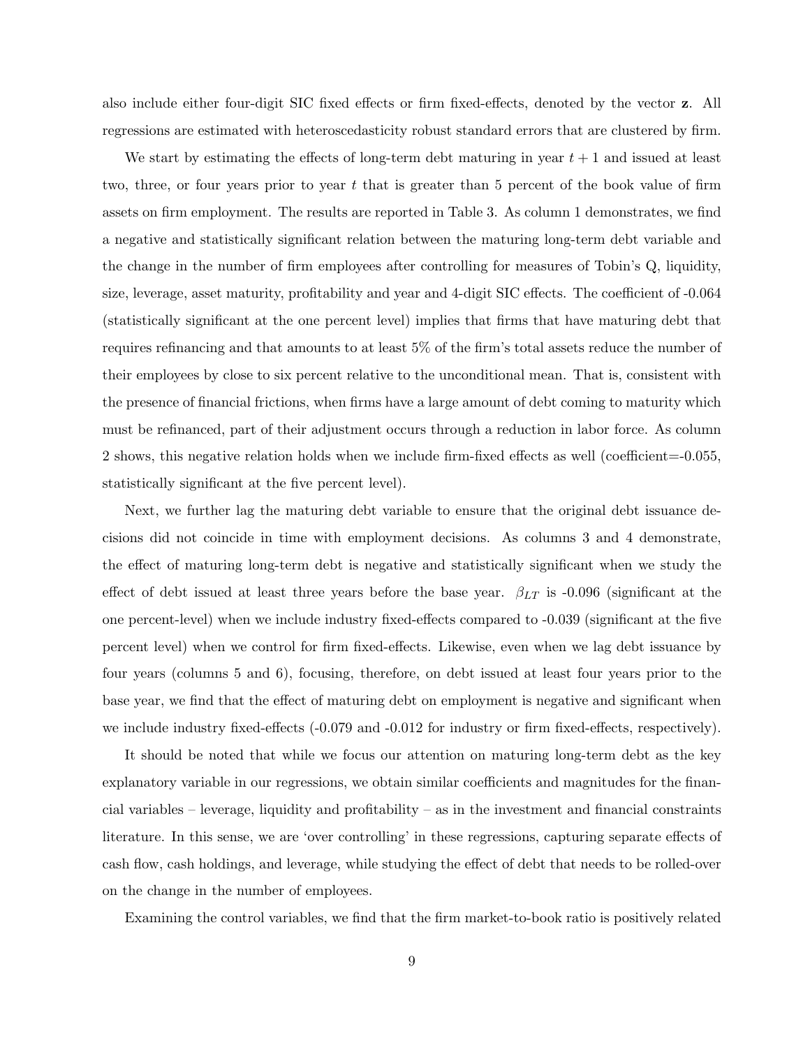also include either four-digit SIC fixed effects or firm fixed-effects, denoted by the vector **z**. All regressions are estimated with heteroscedasticity robust standard errors that are clustered by firm.

We start by estimating the effects of long-term debt maturing in year $t+1$ and issued at least two, three, or four years prior to year $t$ that is greater than 5 percent of the book value of firm assets on firm employment. The results are reported in Table 3. As column 1 demonstrates, we find a negative and statistically significant relation between the maturing long-term debt variable and the change in the number of firm employees after controlling for measures of Tobin's Q, liquidity, size, leverage, asset maturity, profitability and year and 4-digit SIC effects. The coefficient of -0.064 (statistically significant at the one percent level) implies that firms that have maturing debt that requires refinancing and that amounts to at least 5% of the firm's total assets reduce the number of their employees by close to six percent relative to the unconditional mean. That is, consistent with the presence of financial frictions, when firms have a large amount of debt coming to maturity which must be refinanced, part of their adjustment occurs through a reduction in labor force. As column 2 shows, this negative relation holds when we include firm-fixed effects as well (coefficient=-0.055, statistically significant at the five percent level).

Next, we further lag the maturing debt variable to ensure that the original debt issuance decisions did not coincide in time with employment decisions. As columns 3 and 4 demonstrate, the effect of maturing long-term debt is negative and statistically significant when we study the effect of debt issued at least three years before the base year. $\beta_{LT}$ is -0.096 (significant at the one percent-level) when we include industry fixed-effects compared to -0.039 (significant at the five percent level) when we control for firm fixed-effects. Likewise, even when we lag debt issuance by four years (columns 5 and 6), focusing, therefore, on debt issued at least four years prior to the base year, we find that the effect of maturing debt on employment is negative and significant when we include industry fixed-effects (-0.079 and -0.012 for industry or firm fixed-effects, respectively).

It should be noted that while we focus our attention on maturing long-term debt as the key explanatory variable in our regressions, we obtain similar coefficients and magnitudes for the financial variables – leverage, liquidity and profitability – as in the investment and financial constraints literature. In this sense, we are 'over controlling' in these regressions, capturing separate effects of cash flow, cash holdings, and leverage, while studying the effect of debt that needs to be rolled-over on the change in the number of employees.

Examining the control variables, we find that the firm market-to-book ratio is positively related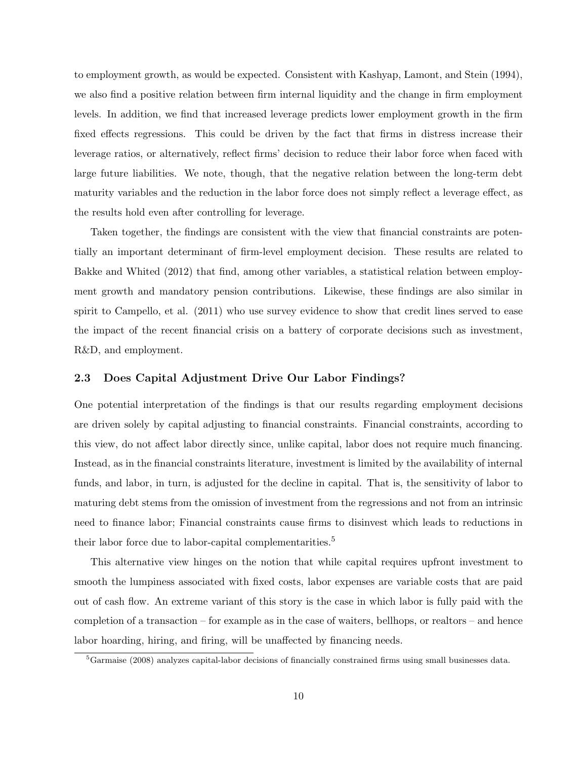to employment growth, as would be expected. Consistent with Kashyap, Lamont, and Stein (1994), we also find a positive relation between firm internal liquidity and the change in firm employment levels. In addition, we find that increased leverage predicts lower employment growth in the firm fixed effects regressions. This could be driven by the fact that firms in distress increase their leverage ratios, or alternatively, reflect firms' decision to reduce their labor force when faced with large future liabilities. We note, though, that the negative relation between the long-term debt maturity variables and the reduction in the labor force does not simply reflect a leverage effect, as the results hold even after controlling for leverage.

Taken together, the findings are consistent with the view that financial constraints are potentially an important determinant of firm-level employment decision. These results are related to Bakke and Whited (2012) that find, among other variables, a statistical relation between employment growth and mandatory pension contributions. Likewise, these findings are also similar in spirit to Campello, et al. (2011) who use survey evidence to show that credit lines served to ease the impact of the recent financial crisis on a battery of corporate decisions such as investment, R&D, and employment.

### 2.3 Does Capital Adjustment Drive Our Labor Findings?

One potential interpretation of the findings is that our results regarding employment decisions are driven solely by capital adjusting to financial constraints. Financial constraints, according to this view, do not affect labor directly since, unlike capital, labor does not require much financing. Instead, as in the financial constraints literature, investment is limited by the availability of internal funds, and labor, in turn, is adjusted for the decline in capital. That is, the sensitivity of labor to maturing debt stems from the omission of investment from the regressions and not from an intrinsic need to finance labor; Financial constraints cause firms to disinvest which leads to reductions in their labor force due to labor-capital complementarities.[5]

This alternative view hinges on the notion that while capital requires upfront investment to smooth the lumpiness associated with fixed costs, labor expenses are variable costs that are paid out of cash flow. An extreme variant of this story is the case in which labor is fully paid with the completion of a transaction – for example as in the case of waiters, bellhops, or realtors – and hence labor hoarding, hiring, and firing, will be unaffected by financing needs.

[5] Garmaise (2008) analyzes capital-labor decisions of financially constrained firms using small businesses data.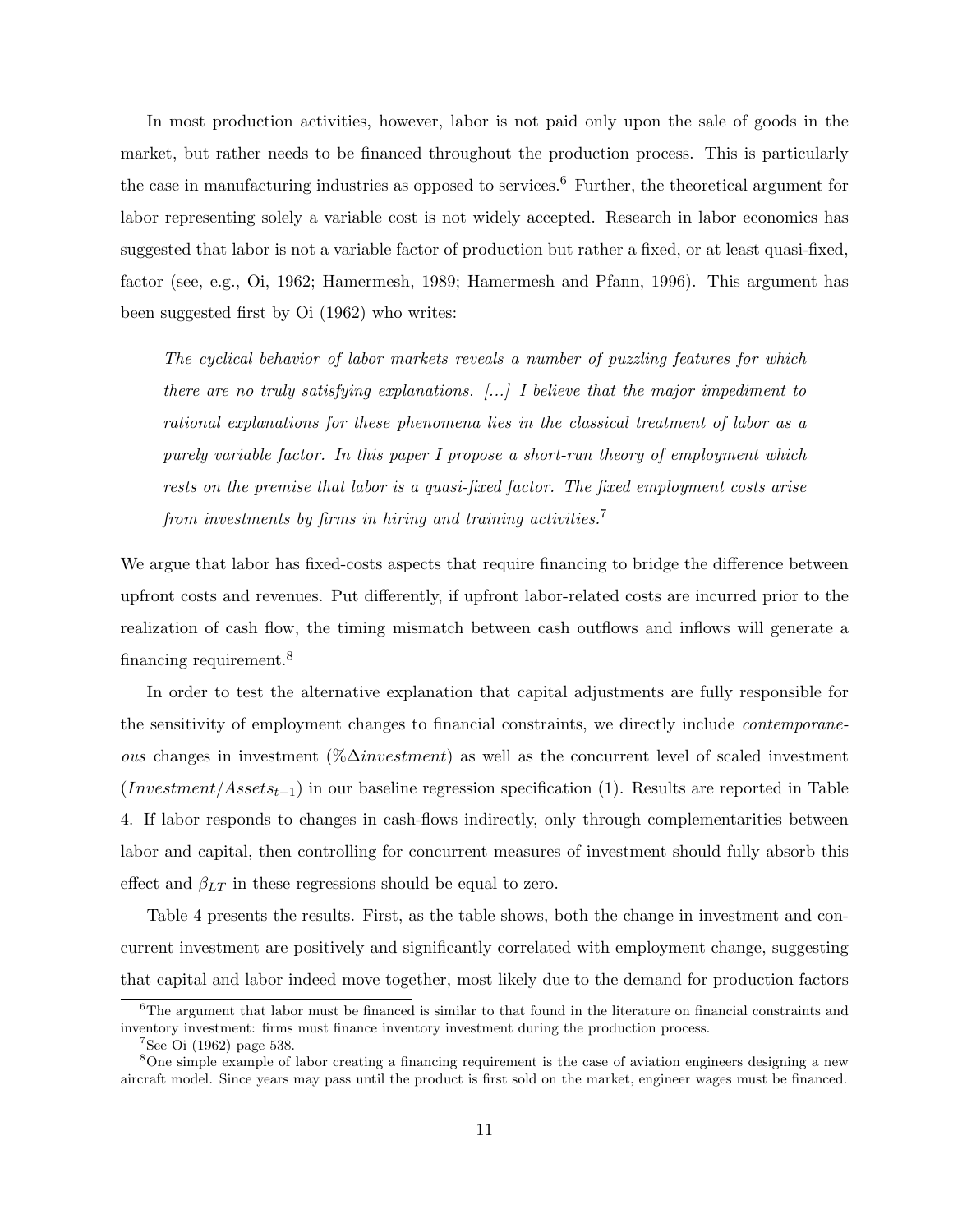In most production activities, however, labor is not paid only upon the sale of goods in the market, but rather needs to be financed throughout the production process. This is particularly the case in manufacturing industries as opposed to services.[6] Further, the theoretical argument for labor representing solely a variable cost is not widely accepted. Research in labor economics has suggested that labor is not a variable factor of production but rather a fixed, or at least quasi-fixed, factor (see, e.g., Oi, 1962; Hamermesh, 1989; Hamermesh and Pfann, 1996). This argument has been suggested first by Oi (1962) who writes:

> *The cyclical behavior of labor markets reveals a number of puzzling features for which there are no truly satisfying explanations. [...] I believe that the major impediment to rational explanations for these phenomena lies in the classical treatment of labor as a purely variable factor. In this paper I propose a short-run theory of employment which rests on the premise that labor is a quasi-fixed factor. The fixed employment costs arise from investments by firms in hiring and training activities.*[7]

We argue that labor has fixed-costs aspects that require financing to bridge the difference between upfront costs and revenues. Put differently, if upfront labor-related costs are incurred prior to the realization of cash flow, the timing mismatch between cash outflows and inflows will generate a financing requirement.[8]

In order to test the alternative explanation that capital adjustments are fully responsible for the sensitivity of employment changes to financial constraints, we directly include *contemporaneous* changes in investment ($\%\Delta investment$) as well as the concurrent level of scaled investment ($Investment/Assets_{t-1}$) in our baseline regression specification (1). Results are reported in Table 4. If labor responds to changes in cash-flows indirectly, only through complementarities between labor and capital, then controlling for concurrent measures of investment should fully absorb this effect and $\beta_{LT}$ in these regressions should be equal to zero.

Table 4 presents the results. First, as the table shows, both the change in investment and concurrent investment are positively and significantly correlated with employment change, suggesting that capital and labor indeed move together, most likely due to the demand for production factors

---

[6] The argument that labor must be financed is similar to that found in the literature on financial constraints and inventory investment: firms must finance inventory investment during the production process.

[7] See Oi (1962) page 538.

[8] One simple example of labor creating a financing requirement is the case of aviation engineers designing a new aircraft model. Since years may pass until the product is first sold on the market, engineer wages must be financed.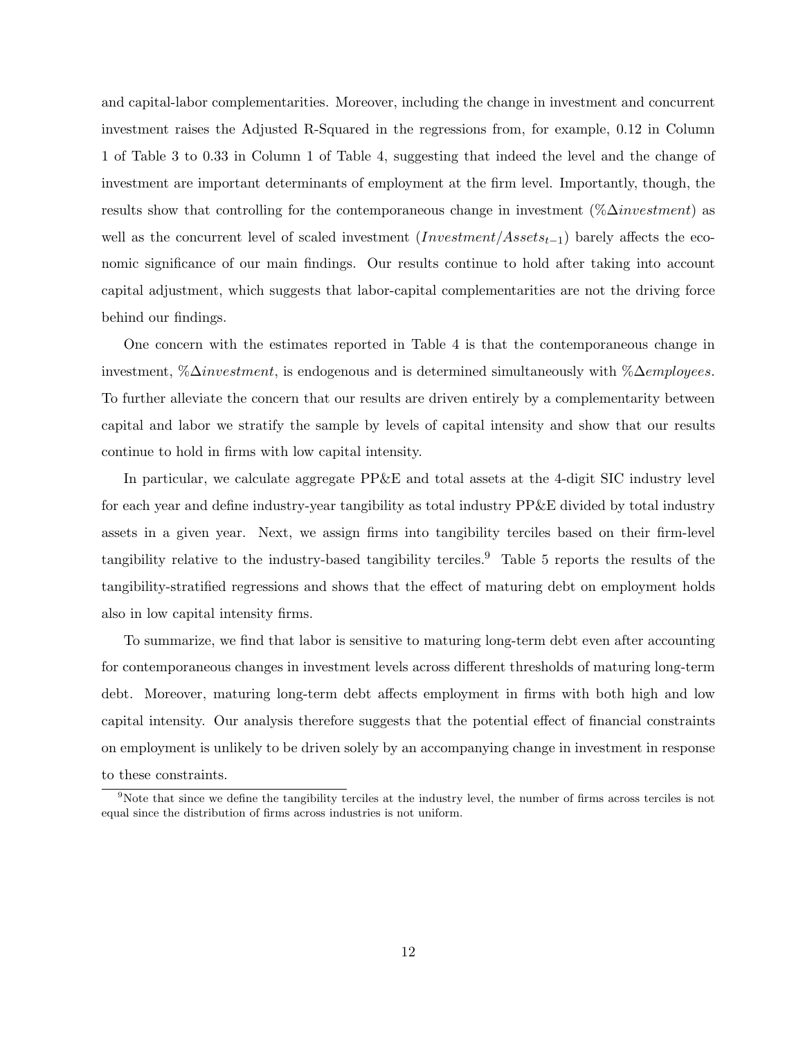and capital-labor complementarities. Moreover, including the change in investment and concurrent investment raises the Adjusted R-Squared in the regressions from, for example, 0.12 in Column 1 of Table 3 to 0.33 in Column 1 of Table 4, suggesting that indeed the level and the change of investment are important determinants of employment at the firm level. Importantly, though, the results show that controlling for the contemporaneous change in investment ($\%\Delta investment$) as well as the concurrent level of scaled investment ($Investment/Assets_{t-1}$) barely affects the economic significance of our main findings. Our results continue to hold after taking into account capital adjustment, which suggests that labor-capital complementarities are not the driving force behind our findings.

One concern with the estimates reported in Table 4 is that the contemporaneous change in investment, $\%\Delta investment$, is endogenous and is determined simultaneously with $\%\Delta employees$. To further alleviate the concern that our results are driven entirely by a complementarity between capital and labor we stratify the sample by levels of capital intensity and show that our results continue to hold in firms with low capital intensity.

In particular, we calculate aggregate PP&E and total assets at the 4-digit SIC industry level for each year and define industry-year tangibility as total industry PP&E divided by total industry assets in a given year. Next, we assign firms into tangibility terciles based on their firm-level tangibility relative to the industry-based tangibility terciles.[9] Table 5 reports the results of the tangibility-stratified regressions and shows that the effect of maturing debt on employment holds also in low capital intensity firms.

To summarize, we find that labor is sensitive to maturing long-term debt even after accounting for contemporaneous changes in investment levels across different thresholds of maturing long-term debt. Moreover, maturing long-term debt affects employment in firms with both high and low capital intensity. Our analysis therefore suggests that the potential effect of financial constraints on employment is unlikely to be driven solely by an accompanying change in investment in response to these constraints.

[9] Note that since we define the tangibility terciles at the industry level, the number of firms across terciles is not equal since the distribution of firms across industries is not uniform.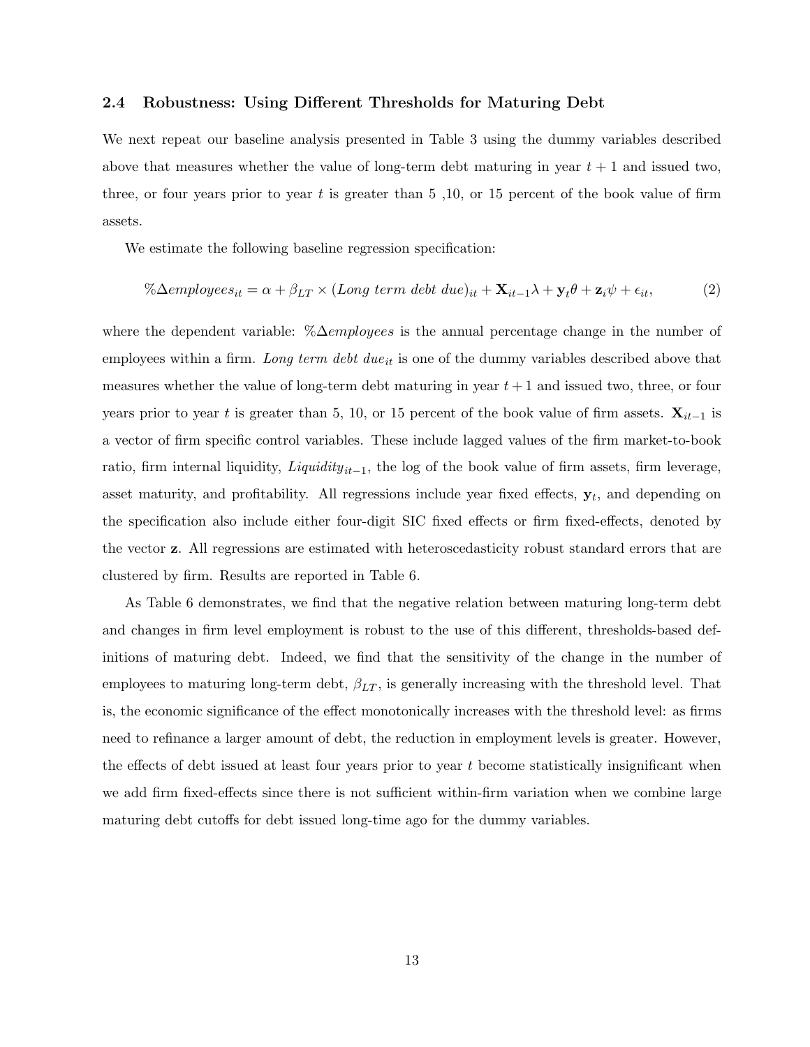### 2.4 Robustness: Using Different Thresholds for Maturing Debt

We next repeat our baseline analysis presented in Table 3 using the dummy variables described above that measures whether the value of long-term debt maturing in year $t+1$ and issued two, three, or four years prior to year $t$ is greater than 5 ,10, or 15 percent of the book value of firm assets.

We estimate the following baseline regression specification:

$$\%\Delta employees_{it} = \alpha + \beta_{LT} \times (Long\ term\ debt\ due)_{it} + \mathbf{X}_{it-1}\lambda + \mathbf{y}_t\theta + \mathbf{z}_i\psi + \epsilon_{it}, \tag{2}$$

where the dependent variable: $\%\Delta employees$ is the annual percentage change in the number of employees within a firm. *Long term debt due*$_{it}$ is one of the dummy variables described above that measures whether the value of long-term debt maturing in year $t+1$ and issued two, three, or four years prior to year $t$ is greater than 5, 10, or 15 percent of the book value of firm assets. $\mathbf{X}_{it-1}$ is a vector of firm specific control variables. These include lagged values of the firm market-to-book ratio, firm internal liquidity, $Liquidity_{it-1}$, the log of the book value of firm assets, firm leverage, asset maturity, and profitability. All regressions include year fixed effects, $\mathbf{y}_t$, and depending on the specification also include either four-digit SIC fixed effects or firm fixed-effects, denoted by the vector $\mathbf{z}$. All regressions are estimated with heteroscedasticity robust standard errors that are clustered by firm. Results are reported in Table 6.

As Table 6 demonstrates, we find that the negative relation between maturing long-term debt and changes in firm level employment is robust to the use of this different, thresholds-based definitions of maturing debt. Indeed, we find that the sensitivity of the change in the number of employees to maturing long-term debt, $\beta_{LT}$, is generally increasing with the threshold level. That is, the economic significance of the effect monotonically increases with the threshold level: as firms need to refinance a larger amount of debt, the reduction in employment levels is greater. However, the effects of debt issued at least four years prior to year $t$ become statistically insignificant when we add firm fixed-effects since there is not sufficient within-firm variation when we combine large maturing debt cutoffs for debt issued long-time ago for the dummy variables.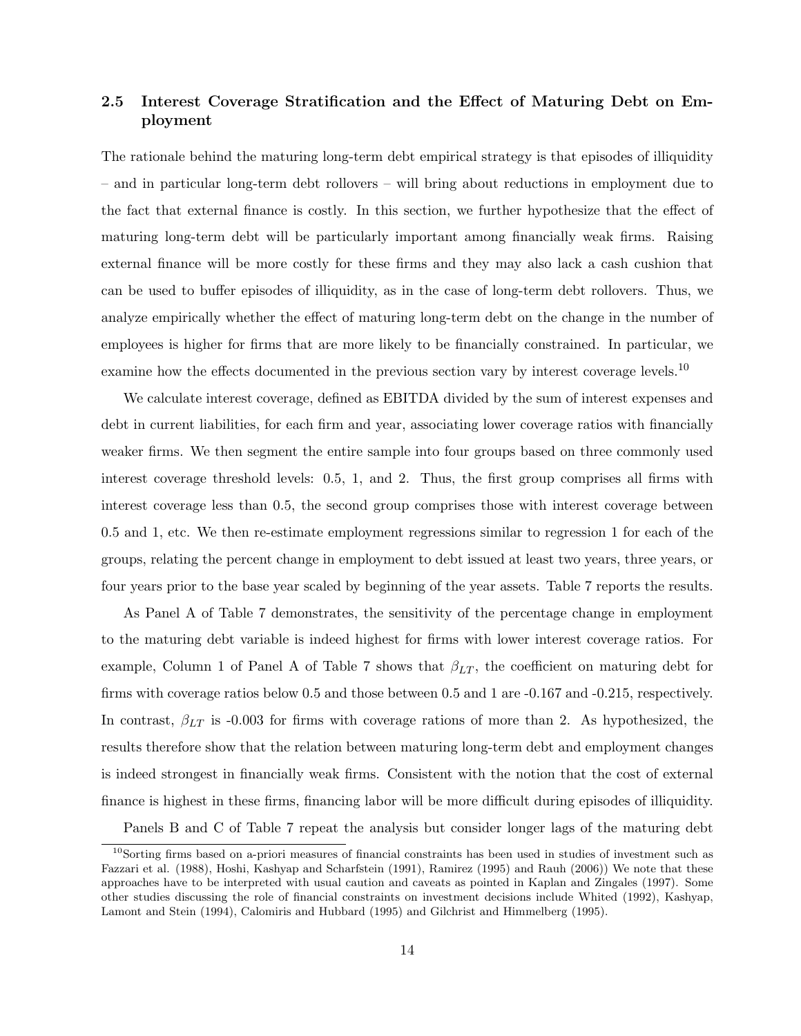## 2.5 Interest Coverage Stratification and the Effect of Maturing Debt on Employment

The rationale behind the maturing long-term debt empirical strategy is that episodes of illiquidity – and in particular long-term debt rollovers – will bring about reductions in employment due to the fact that external finance is costly. In this section, we further hypothesize that the effect of maturing long-term debt will be particularly important among financially weak firms. Raising external finance will be more costly for these firms and they may also lack a cash cushion that can be used to buffer episodes of illiquidity, as in the case of long-term debt rollovers. Thus, we analyze empirically whether the effect of maturing long-term debt on the change in the number of employees is higher for firms that are more likely to be financially constrained. In particular, we examine how the effects documented in the previous section vary by interest coverage levels.[10]

We calculate interest coverage, defined as EBITDA divided by the sum of interest expenses and debt in current liabilities, for each firm and year, associating lower coverage ratios with financially weaker firms. We then segment the entire sample into four groups based on three commonly used interest coverage threshold levels: 0.5, 1, and 2. Thus, the first group comprises all firms with interest coverage less than 0.5, the second group comprises those with interest coverage between 0.5 and 1, etc. We then re-estimate employment regressions similar to regression 1 for each of the groups, relating the percent change in employment to debt issued at least two years, three years, or four years prior to the base year scaled by beginning of the year assets. Table 7 reports the results.

As Panel A of Table 7 demonstrates, the sensitivity of the percentage change in employment to the maturing debt variable is indeed highest for firms with lower interest coverage ratios. For example, Column 1 of Panel A of Table 7 shows that $\beta_{LT}$, the coefficient on maturing debt for firms with coverage ratios below 0.5 and those between 0.5 and 1 are -0.167 and -0.215, respectively. In contrast, $\beta_{LT}$ is -0.003 for firms with coverage rations of more than 2. As hypothesized, the results therefore show that the relation between maturing long-term debt and employment changes is indeed strongest in financially weak firms. Consistent with the notion that the cost of external finance is highest in these firms, financing labor will be more difficult during episodes of illiquidity.

Panels B and C of Table 7 repeat the analysis but consider longer lags of the maturing debt

[10] Sorting firms based on a-priori measures of financial constraints has been used in studies of investment such as Fazzari et al. (1988), Hoshi, Kashyap and Scharfstein (1991), Ramirez (1995) and Rauh (2006)) We note that these approaches have to be interpreted with usual caution and caveats as pointed in Kaplan and Zingales (1997). Some other studies discussing the role of financial constraints on investment decisions include Whited (1992), Kashyap, Lamont and Stein (1994), Calomiris and Hubbard (1995) and Gilchrist and Himmelberg (1995).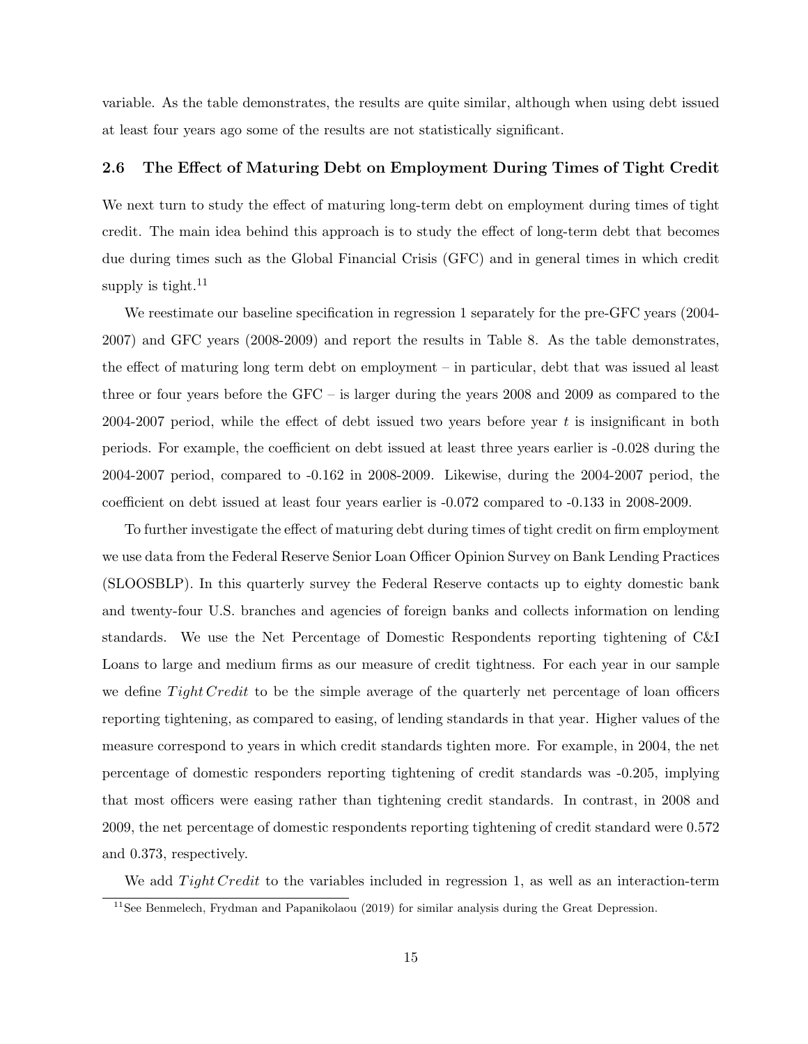variable. As the table demonstrates, the results are quite similar, although when using debt issued at least four years ago some of the results are not statistically significant.

### 2.6 The Effect of Maturing Debt on Employment During Times of Tight Credit

We next turn to study the effect of maturing long-term debt on employment during times of tight credit. The main idea behind this approach is to study the effect of long-term debt that becomes due during times such as the Global Financial Crisis (GFC) and in general times in which credit supply is tight.[11]

We reestimate our baseline specification in regression 1 separately for the pre-GFC years (2004-2007) and GFC years (2008-2009) and report the results in Table 8. As the table demonstrates, the effect of maturing long term debt on employment – in particular, debt that was issued al least three or four years before the GFC – is larger during the years 2008 and 2009 as compared to the 2004-2007 period, while the effect of debt issued two years before year $t$ is insignificant in both periods. For example, the coefficient on debt issued at least three years earlier is -0.028 during the 2004-2007 period, compared to -0.162 in 2008-2009. Likewise, during the 2004-2007 period, the coefficient on debt issued at least four years earlier is -0.072 compared to -0.133 in 2008-2009.

To further investigate the effect of maturing debt during times of tight credit on firm employment we use data from the Federal Reserve Senior Loan Officer Opinion Survey on Bank Lending Practices (SLOOSBLP). In this quarterly survey the Federal Reserve contacts up to eighty domestic bank and twenty-four U.S. branches and agencies of foreign banks and collects information on lending standards. We use the Net Percentage of Domestic Respondents reporting tightening of C&I Loans to large and medium firms as our measure of credit tightness. For each year in our sample we define $Tight\,Credit$ to be the simple average of the quarterly net percentage of loan officers reporting tightening, as compared to easing, of lending standards in that year. Higher values of the measure correspond to years in which credit standards tighten more. For example, in 2004, the net percentage of domestic responders reporting tightening of credit standards was -0.205, implying that most officers were easing rather than tightening credit standards. In contrast, in 2008 and 2009, the net percentage of domestic respondents reporting tightening of credit standard were 0.572 and 0.373, respectively.

We add $Tight\,Credit$ to the variables included in regression 1, as well as an interaction-term

[11] See Benmelech, Frydman and Papanikolaou (2019) for similar analysis during the Great Depression.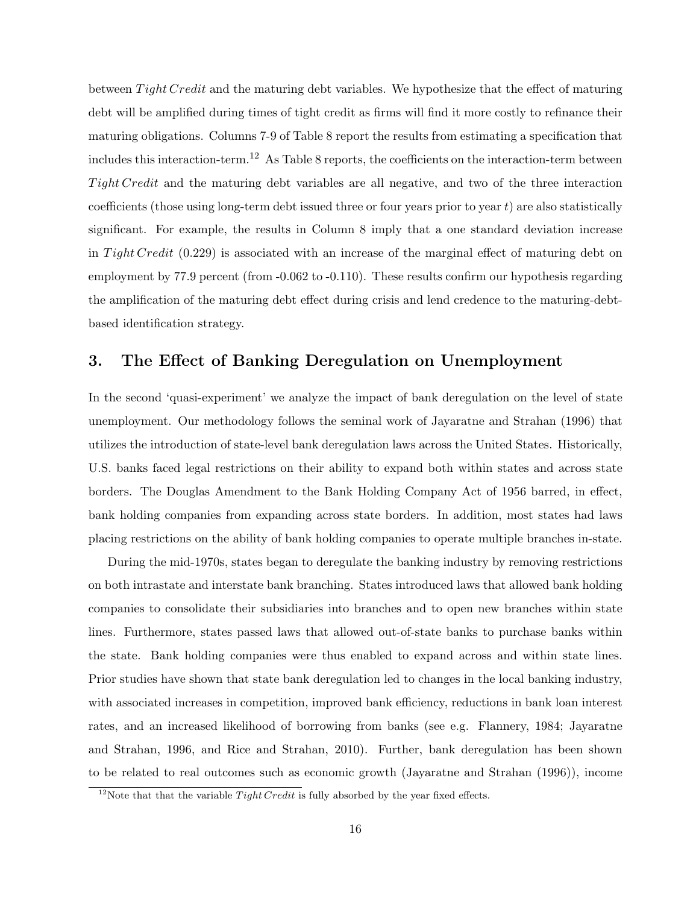between $Tight\,Credit$ and the maturing debt variables. We hypothesize that the effect of maturing debt will be amplified during times of tight credit as firms will find it more costly to refinance their maturing obligations. Columns 7-9 of Table 8 report the results from estimating a specification that includes this interaction-term.[12] As Table 8 reports, the coefficients on the interaction-term between $Tight\,Credit$ and the maturing debt variables are all negative, and two of the three interaction coefficients (those using long-term debt issued three or four years prior to year $t$) are also statistically significant. For example, the results in Column 8 imply that a one standard deviation increase in $Tight\,Credit$ (0.229) is associated with an increase of the marginal effect of maturing debt on employment by 77.9 percent (from -0.062 to -0.110). These results confirm our hypothesis regarding the amplification of the maturing debt effect during crisis and lend credence to the maturing-debt-based identification strategy.

## 3. The Effect of Banking Deregulation on Unemployment

In the second 'quasi-experiment' we analyze the impact of bank deregulation on the level of state unemployment. Our methodology follows the seminal work of Jayaratne and Strahan (1996) that utilizes the introduction of state-level bank deregulation laws across the United States. Historically, U.S. banks faced legal restrictions on their ability to expand both within states and across state borders. The Douglas Amendment to the Bank Holding Company Act of 1956 barred, in effect, bank holding companies from expanding across state borders. In addition, most states had laws placing restrictions on the ability of bank holding companies to operate multiple branches in-state.

During the mid-1970s, states began to deregulate the banking industry by removing restrictions on both intrastate and interstate bank branching. States introduced laws that allowed bank holding companies to consolidate their subsidiaries into branches and to open new branches within state lines. Furthermore, states passed laws that allowed out-of-state banks to purchase banks within the state. Bank holding companies were thus enabled to expand across and within state lines. Prior studies have shown that state bank deregulation led to changes in the local banking industry, with associated increases in competition, improved bank efficiency, reductions in bank loan interest rates, and an increased likelihood of borrowing from banks (see e.g. Flannery, 1984; Jayaratne and Strahan, 1996, and Rice and Strahan, 2010). Further, bank deregulation has been shown to be related to real outcomes such as economic growth (Jayaratne and Strahan (1996)), income

[12] Note that that the variable $Tight\,Credit$ is fully absorbed by the year fixed effects.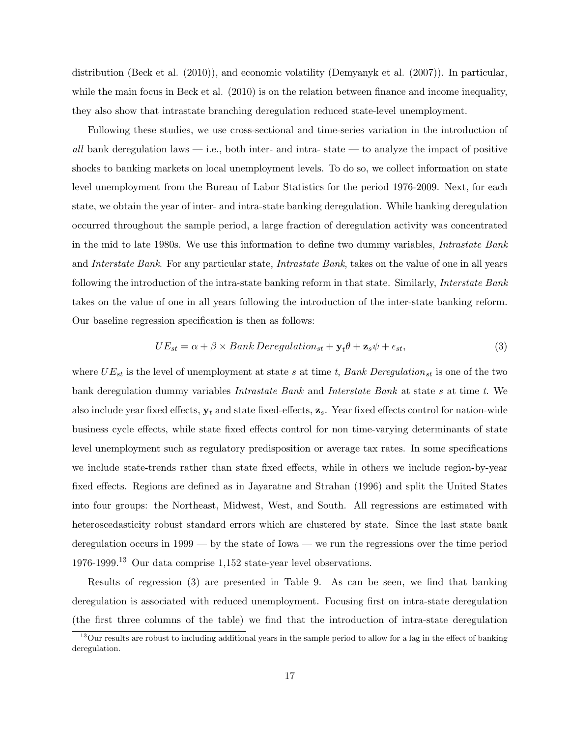distribution (Beck et al. (2010)), and economic volatility (Demyanyk et al. (2007)). In particular, while the main focus in Beck et al. (2010) is on the relation between finance and income inequality, they also show that intrastate branching deregulation reduced state-level unemployment.

Following these studies, we use cross-sectional and time-series variation in the introduction of *all* bank deregulation laws — i.e., both inter- and intra- state — to analyze the impact of positive shocks to banking markets on local unemployment levels. To do so, we collect information on state level unemployment from the Bureau of Labor Statistics for the period 1976-2009. Next, for each state, we obtain the year of inter- and intra-state banking deregulation. While banking deregulation occurred throughout the sample period, a large fraction of deregulation activity was concentrated in the mid to late 1980s. We use this information to define two dummy variables, *Intrastate Bank* and *Interstate Bank*. For any particular state, *Intrastate Bank*, takes on the value of one in all years following the introduction of the intra-state banking reform in that state. Similarly, *Interstate Bank* takes on the value of one in all years following the introduction of the inter-state banking reform. Our baseline regression specification is then as follows:

$$UE_{st} = \alpha + \beta \times Bank\ Deregulation_{st} + \mathbf{y}_t\theta + \mathbf{z}_s\psi + \epsilon_{st}, \tag{3}$$

where $UE_{st}$ is the level of unemployment at state $s$ at time $t$, $Bank\ Deregulation_{st}$ is one of the two bank deregulation dummy variables *Intrastate Bank* and *Interstate Bank* at state $s$ at time $t$. We also include year fixed effects, $\mathbf{y}_t$ and state fixed-effects, $\mathbf{z}_s$. Year fixed effects control for nation-wide business cycle effects, while state fixed effects control for non time-varying determinants of state level unemployment such as regulatory predisposition or average tax rates. In some specifications we include state-trends rather than state fixed effects, while in others we include region-by-year fixed effects. Regions are defined as in Jayaratne and Strahan (1996) and split the United States into four groups: the Northeast, Midwest, West, and South. All regressions are estimated with heteroscedasticity robust standard errors which are clustered by state. Since the last state bank deregulation occurs in 1999 — by the state of Iowa — we run the regressions over the time period 1976-1999.[13] Our data comprise 1,152 state-year level observations.

Results of regression (3) are presented in Table 9. As can be seen, we find that banking deregulation is associated with reduced unemployment. Focusing first on intra-state deregulation (the first three columns of the table) we find that the introduction of intra-state deregulation

[13] Our results are robust to including additional years in the sample period to allow for a lag in the effect of banking deregulation.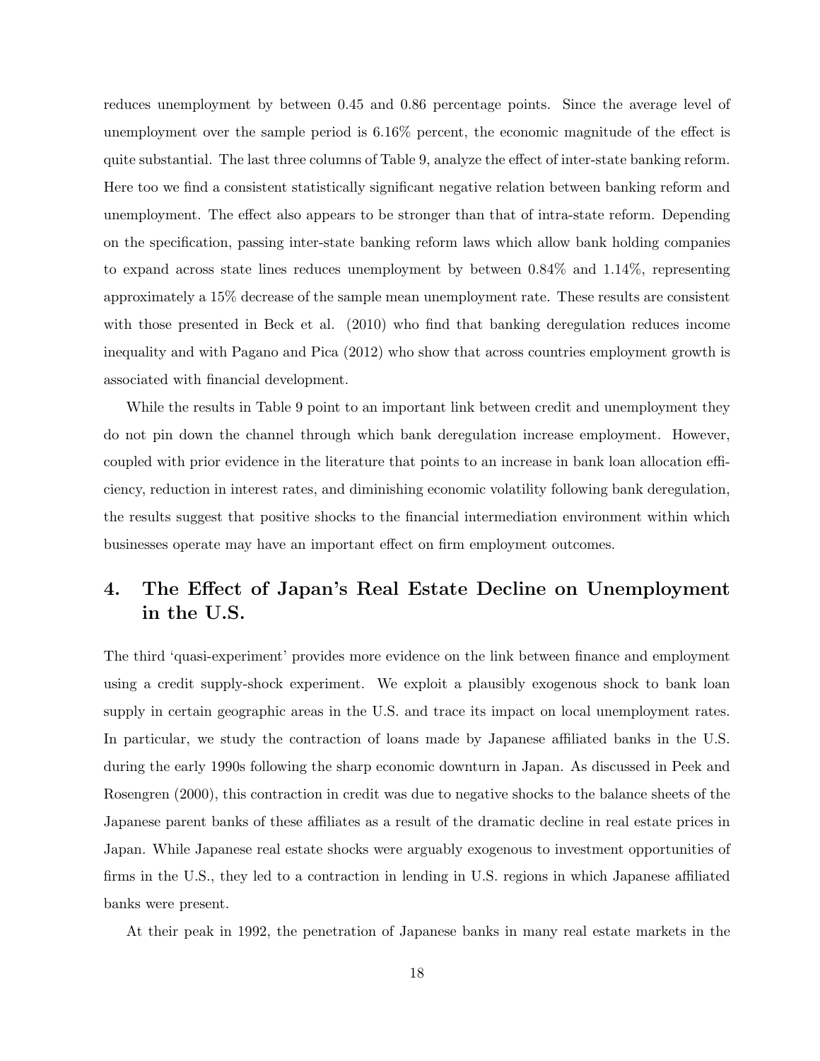reduces unemployment by between 0.45 and 0.86 percentage points. Since the average level of unemployment over the sample period is 6.16% percent, the economic magnitude of the effect is quite substantial. The last three columns of Table 9, analyze the effect of inter-state banking reform. Here too we find a consistent statistically significant negative relation between banking reform and unemployment. The effect also appears to be stronger than that of intra-state reform. Depending on the specification, passing inter-state banking reform laws which allow bank holding companies to expand across state lines reduces unemployment by between 0.84% and 1.14%, representing approximately a 15% decrease of the sample mean unemployment rate. These results are consistent with those presented in Beck et al. (2010) who find that banking deregulation reduces income inequality and with Pagano and Pica (2012) who show that across countries employment growth is associated with financial development.

While the results in Table 9 point to an important link between credit and unemployment they do not pin down the channel through which bank deregulation increase employment. However, coupled with prior evidence in the literature that points to an increase in bank loan allocation efficiency, reduction in interest rates, and diminishing economic volatility following bank deregulation, the results suggest that positive shocks to the financial intermediation environment within which businesses operate may have an important effect on firm employment outcomes.

## 4. The Effect of Japan's Real Estate Decline on Unemployment in the U.S.

The third 'quasi-experiment' provides more evidence on the link between finance and employment using a credit supply-shock experiment. We exploit a plausibly exogenous shock to bank loan supply in certain geographic areas in the U.S. and trace its impact on local unemployment rates. In particular, we study the contraction of loans made by Japanese affiliated banks in the U.S. during the early 1990s following the sharp economic downturn in Japan. As discussed in Peek and Rosengren (2000), this contraction in credit was due to negative shocks to the balance sheets of the Japanese parent banks of these affiliates as a result of the dramatic decline in real estate prices in Japan. While Japanese real estate shocks were arguably exogenous to investment opportunities of firms in the U.S., they led to a contraction in lending in U.S. regions in which Japanese affiliated banks were present.

At their peak in 1992, the penetration of Japanese banks in many real estate markets in the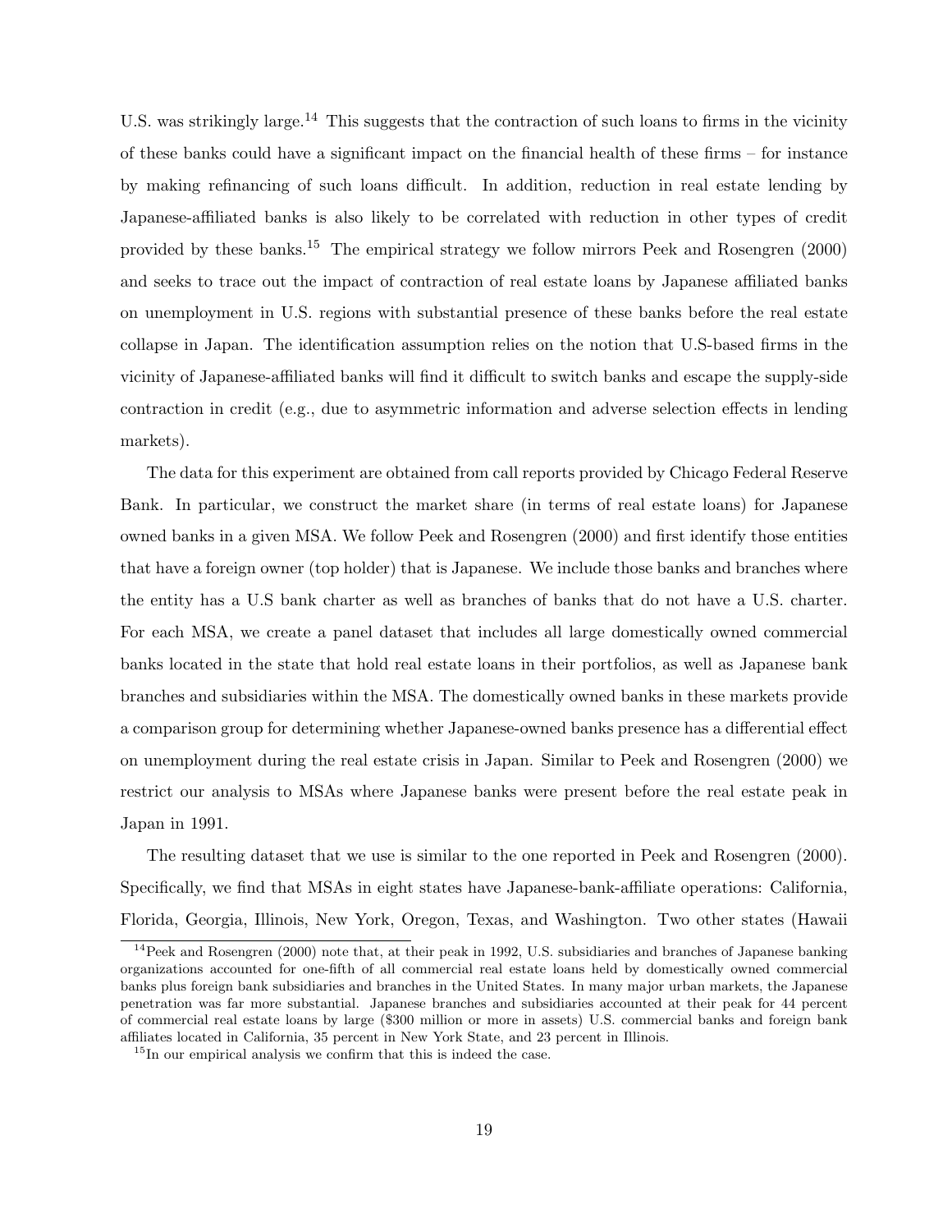U.S. was strikingly large.[14] This suggests that the contraction of such loans to firms in the vicinity of these banks could have a significant impact on the financial health of these firms – for instance by making refinancing of such loans difficult. In addition, reduction in real estate lending by Japanese-affiliated banks is also likely to be correlated with reduction in other types of credit provided by these banks.[15] The empirical strategy we follow mirrors Peek and Rosengren (2000) and seeks to trace out the impact of contraction of real estate loans by Japanese affiliated banks on unemployment in U.S. regions with substantial presence of these banks before the real estate collapse in Japan. The identification assumption relies on the notion that U.S-based firms in the vicinity of Japanese-affiliated banks will find it difficult to switch banks and escape the supply-side contraction in credit (e.g., due to asymmetric information and adverse selection effects in lending markets).

The data for this experiment are obtained from call reports provided by Chicago Federal Reserve Bank. In particular, we construct the market share (in terms of real estate loans) for Japanese owned banks in a given MSA. We follow Peek and Rosengren (2000) and first identify those entities that have a foreign owner (top holder) that is Japanese. We include those banks and branches where the entity has a U.S bank charter as well as branches of banks that do not have a U.S. charter. For each MSA, we create a panel dataset that includes all large domestically owned commercial banks located in the state that hold real estate loans in their portfolios, as well as Japanese bank branches and subsidiaries within the MSA. The domestically owned banks in these markets provide a comparison group for determining whether Japanese-owned banks presence has a differential effect on unemployment during the real estate crisis in Japan. Similar to Peek and Rosengren (2000) we restrict our analysis to MSAs where Japanese banks were present before the real estate peak in Japan in 1991.

The resulting dataset that we use is similar to the one reported in Peek and Rosengren (2000). Specifically, we find that MSAs in eight states have Japanese-bank-affiliate operations: California, Florida, Georgia, Illinois, New York, Oregon, Texas, and Washington. Two other states (Hawaii

[14] Peek and Rosengren (2000) note that, at their peak in 1992, U.S. subsidiaries and branches of Japanese banking organizations accounted for one-fifth of all commercial real estate loans held by domestically owned commercial banks plus foreign bank subsidiaries and branches in the United States. In many major urban markets, the Japanese penetration was far more substantial. Japanese branches and subsidiaries accounted at their peak for 44 percent of commercial real estate loans by large ($300 million or more in assets) U.S. commercial banks and foreign bank affiliates located in California, 35 percent in New York State, and 23 percent in Illinois.

[15] In our empirical analysis we confirm that this is indeed the case.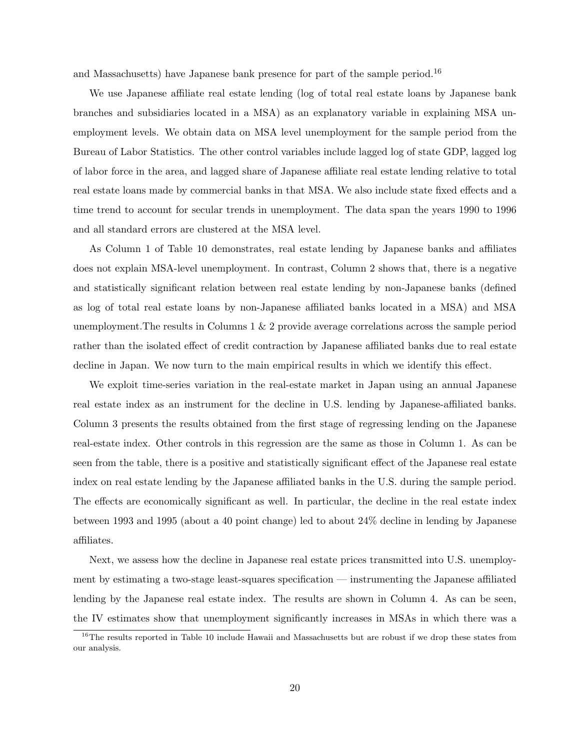and Massachusetts) have Japanese bank presence for part of the sample period.[16]

We use Japanese affiliate real estate lending (log of total real estate loans by Japanese bank branches and subsidiaries located in a MSA) as an explanatory variable in explaining MSA unemployment levels. We obtain data on MSA level unemployment for the sample period from the Bureau of Labor Statistics. The other control variables include lagged log of state GDP, lagged log of labor force in the area, and lagged share of Japanese affiliate real estate lending relative to total real estate loans made by commercial banks in that MSA. We also include state fixed effects and a time trend to account for secular trends in unemployment. The data span the years 1990 to 1996 and all standard errors are clustered at the MSA level.

As Column 1 of Table 10 demonstrates, real estate lending by Japanese banks and affiliates does not explain MSA-level unemployment. In contrast, Column 2 shows that, there is a negative and statistically significant relation between real estate lending by non-Japanese banks (defined as log of total real estate loans by non-Japanese affiliated banks located in a MSA) and MSA unemployment.The results in Columns 1 & 2 provide average correlations across the sample period rather than the isolated effect of credit contraction by Japanese affiliated banks due to real estate decline in Japan. We now turn to the main empirical results in which we identify this effect.

We exploit time-series variation in the real-estate market in Japan using an annual Japanese real estate index as an instrument for the decline in U.S. lending by Japanese-affiliated banks. Column 3 presents the results obtained from the first stage of regressing lending on the Japanese real-estate index. Other controls in this regression are the same as those in Column 1. As can be seen from the table, there is a positive and statistically significant effect of the Japanese real estate index on real estate lending by the Japanese affiliated banks in the U.S. during the sample period. The effects are economically significant as well. In particular, the decline in the real estate index between 1993 and 1995 (about a 40 point change) led to about 24% decline in lending by Japanese affiliates.

Next, we assess how the decline in Japanese real estate prices transmitted into U.S. unemployment by estimating a two-stage least-squares specification — instrumenting the Japanese affiliated lending by the Japanese real estate index. The results are shown in Column 4. As can be seen, the IV estimates show that unemployment significantly increases in MSAs in which there was a

[16] The results reported in Table 10 include Hawaii and Massachusetts but are robust if we drop these states from our analysis.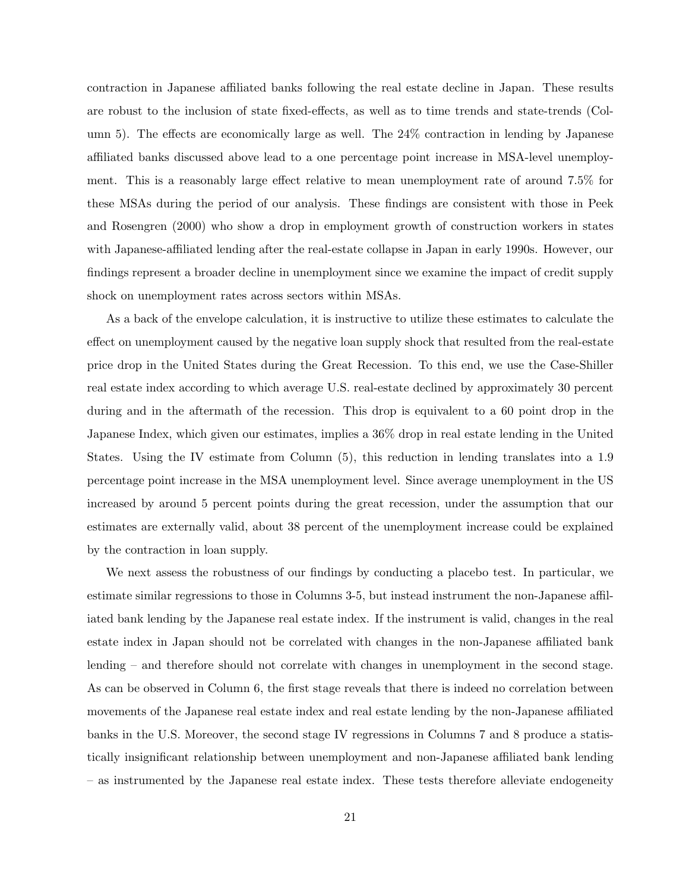contraction in Japanese affiliated banks following the real estate decline in Japan. These results are robust to the inclusion of state fixed-effects, as well as to time trends and state-trends (Column 5). The effects are economically large as well. The 24% contraction in lending by Japanese affiliated banks discussed above lead to a one percentage point increase in MSA-level unemployment. This is a reasonably large effect relative to mean unemployment rate of around 7.5% for these MSAs during the period of our analysis. These findings are consistent with those in Peek and Rosengren (2000) who show a drop in employment growth of construction workers in states with Japanese-affiliated lending after the real-estate collapse in Japan in early 1990s. However, our findings represent a broader decline in unemployment since we examine the impact of credit supply shock on unemployment rates across sectors within MSAs.

As a back of the envelope calculation, it is instructive to utilize these estimates to calculate the effect on unemployment caused by the negative loan supply shock that resulted from the real-estate price drop in the United States during the Great Recession. To this end, we use the Case-Shiller real estate index according to which average U.S. real-estate declined by approximately 30 percent during and in the aftermath of the recession. This drop is equivalent to a 60 point drop in the Japanese Index, which given our estimates, implies a 36% drop in real estate lending in the United States. Using the IV estimate from Column (5), this reduction in lending translates into a 1.9 percentage point increase in the MSA unemployment level. Since average unemployment in the US increased by around 5 percent points during the great recession, under the assumption that our estimates are externally valid, about 38 percent of the unemployment increase could be explained by the contraction in loan supply.

We next assess the robustness of our findings by conducting a placebo test. In particular, we estimate similar regressions to those in Columns 3-5, but instead instrument the non-Japanese affiliated bank lending by the Japanese real estate index. If the instrument is valid, changes in the real estate index in Japan should not be correlated with changes in the non-Japanese affiliated bank lending – and therefore should not correlate with changes in unemployment in the second stage. As can be observed in Column 6, the first stage reveals that there is indeed no correlation between movements of the Japanese real estate index and real estate lending by the non-Japanese affiliated banks in the U.S. Moreover, the second stage IV regressions in Columns 7 and 8 produce a statistically insignificant relationship between unemployment and non-Japanese affiliated bank lending – as instrumented by the Japanese real estate index. These tests therefore alleviate endogeneity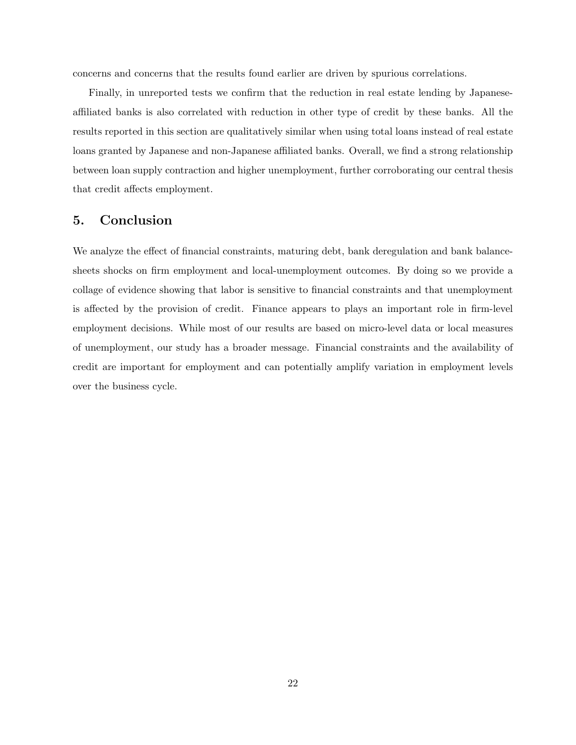concerns and concerns that the results found earlier are driven by spurious correlations.

Finally, in unreported tests we confirm that the reduction in real estate lending by Japanese-affiliated banks is also correlated with reduction in other type of credit by these banks. All the results reported in this section are qualitatively similar when using total loans instead of real estate loans granted by Japanese and non-Japanese affiliated banks. Overall, we find a strong relationship between loan supply contraction and higher unemployment, further corroborating our central thesis that credit affects employment.

## 5. Conclusion

We analyze the effect of financial constraints, maturing debt, bank deregulation and bank balance-sheets shocks on firm employment and local-unemployment outcomes. By doing so we provide a collage of evidence showing that labor is sensitive to financial constraints and that unemployment is affected by the provision of credit. Finance appears to plays an important role in firm-level employment decisions. While most of our results are based on micro-level data or local measures of unemployment, our study has a broader message. Financial constraints and the availability of credit are important for employment and can potentially amplify variation in employment levels over the business cycle.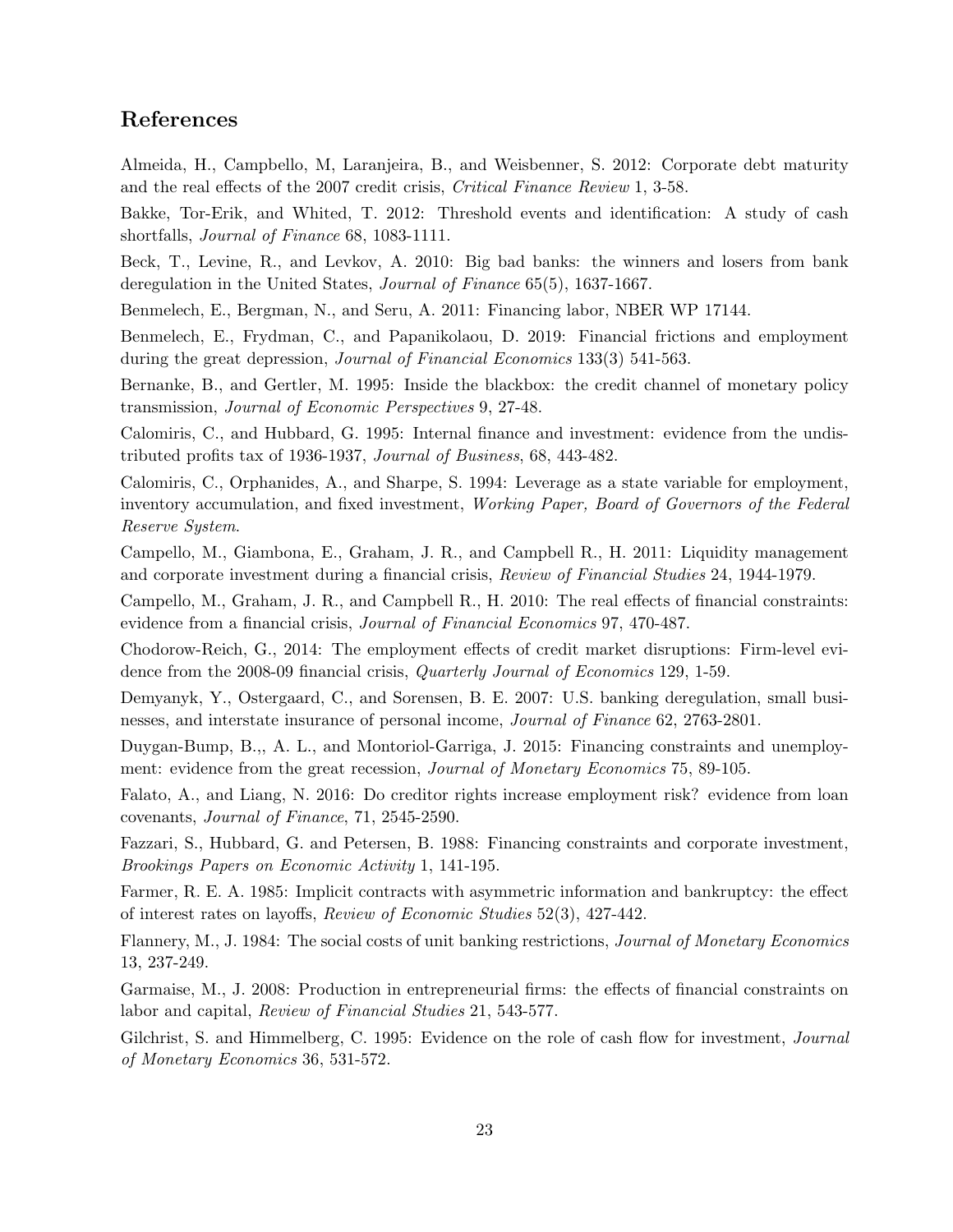## References

Almeida, H., Campbello, M, Laranjeira, B., and Weisbenner, S. 2012: Corporate debt maturity and the real effects of the 2007 credit crisis, *Critical Finance Review* 1, 3-58.

Bakke, Tor-Erik, and Whited, T. 2012: Threshold events and identification: A study of cash shortfalls, *Journal of Finance* 68, 1083-1111.

Beck, T., Levine, R., and Levkov, A. 2010: Big bad banks: the winners and losers from bank deregulation in the United States, *Journal of Finance* 65(5), 1637-1667.

Benmelech, E., Bergman, N., and Seru, A. 2011: Financing labor, NBER WP 17144.

Benmelech, E., Frydman, C., and Papanikolaou, D. 2019: Financial frictions and employment during the great depression, *Journal of Financial Economics* 133(3) 541-563.

Bernanke, B., and Gertler, M. 1995: Inside the blackbox: the credit channel of monetary policy transmission, *Journal of Economic Perspectives* 9, 27-48.

Calomiris, C., and Hubbard, G. 1995: Internal finance and investment: evidence from the undistributed profits tax of 1936-1937, *Journal of Business*, 68, 443-482.

Calomiris, C., Orphanides, A., and Sharpe, S. 1994: Leverage as a state variable for employment, inventory accumulation, and fixed investment, *Working Paper, Board of Governors of the Federal Reserve System*.

Campello, M., Giambona, E., Graham, J. R., and Campbell R., H. 2011: Liquidity management and corporate investment during a financial crisis, *Review of Financial Studies* 24, 1944-1979.

Campello, M., Graham, J. R., and Campbell R., H. 2010: The real effects of financial constraints: evidence from a financial crisis, *Journal of Financial Economics* 97, 470-487.

Chodorow-Reich, G., 2014: The employment effects of credit market disruptions: Firm-level evidence from the 2008-09 financial crisis, *Quarterly Journal of Economics* 129, 1-59.

Demyanyk, Y., Ostergaard, C., and Sorensen, B. E. 2007: U.S. banking deregulation, small businesses, and interstate insurance of personal income, *Journal of Finance* 62, 2763-2801.

Duygan-Bump, B.,, A. L., and Montoriol-Garriga, J. 2015: Financing constraints and unemployment: evidence from the great recession, *Journal of Monetary Economics* 75, 89-105.

Falato, A., and Liang, N. 2016: Do creditor rights increase employment risk? evidence from loan covenants, *Journal of Finance*, 71, 2545-2590.

Fazzari, S., Hubbard, G. and Petersen, B. 1988: Financing constraints and corporate investment, *Brookings Papers on Economic Activity* 1, 141-195.

Farmer, R. E. A. 1985: Implicit contracts with asymmetric information and bankruptcy: the effect of interest rates on layoffs, *Review of Economic Studies* 52(3), 427-442.

Flannery, M., J. 1984: The social costs of unit banking restrictions, *Journal of Monetary Economics* 13, 237-249.

Garmaise, M., J. 2008: Production in entrepreneurial firms: the effects of financial constraints on labor and capital, *Review of Financial Studies* 21, 543-577.

Gilchrist, S. and Himmelberg, C. 1995: Evidence on the role of cash flow for investment, *Journal of Monetary Economics* 36, 531-572.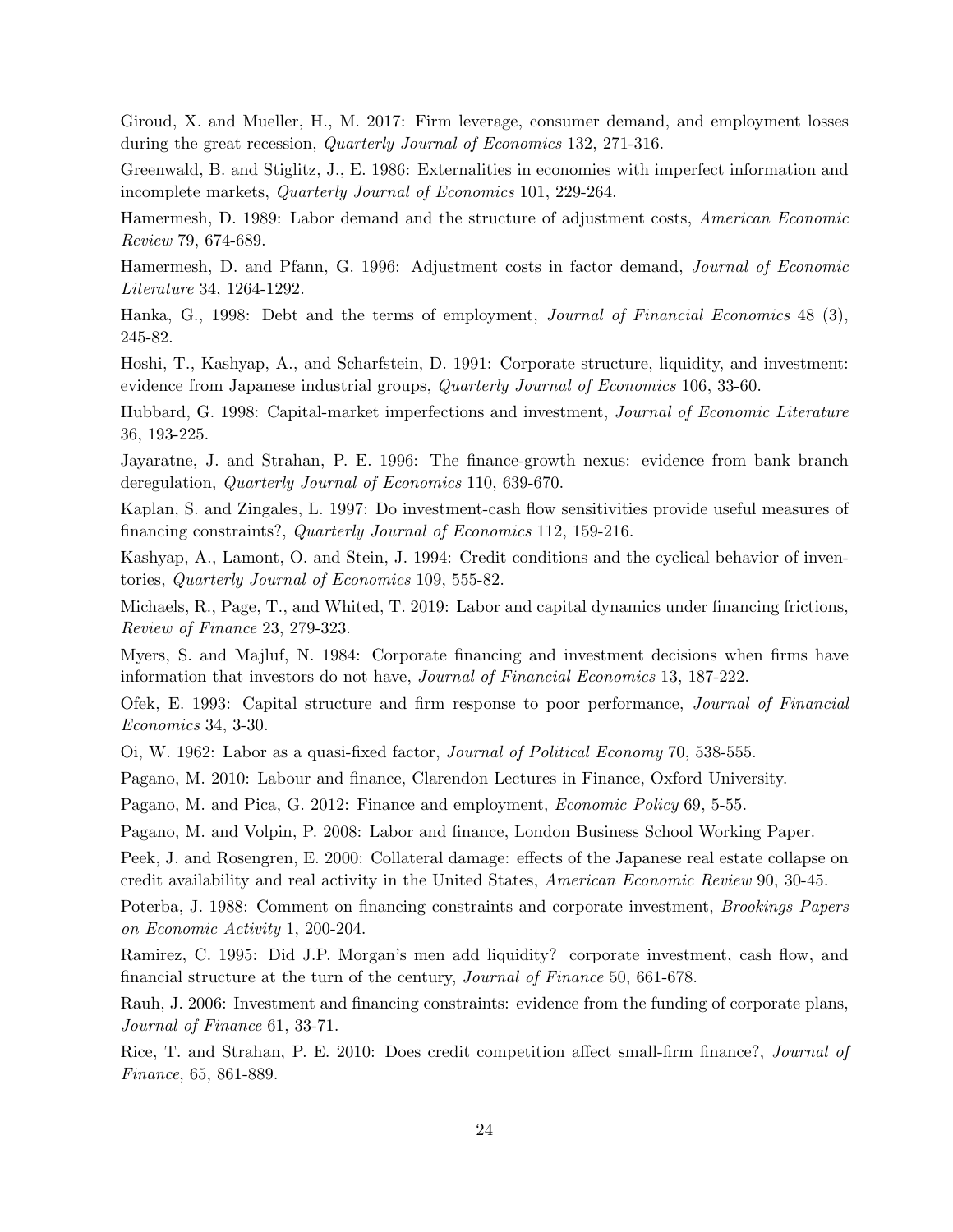Giroud, X. and Mueller, H., M. 2017: Firm leverage, consumer demand, and employment losses during the great recession, *Quarterly Journal of Economics* 132, 271-316.

Greenwald, B. and Stiglitz, J., E. 1986: Externalities in economies with imperfect information and incomplete markets, *Quarterly Journal of Economics* 101, 229-264.

Hamermesh, D. 1989: Labor demand and the structure of adjustment costs, *American Economic Review* 79, 674-689.

Hamermesh, D. and Pfann, G. 1996: Adjustment costs in factor demand, *Journal of Economic Literature* 34, 1264-1292.

Hanka, G., 1998: Debt and the terms of employment, *Journal of Financial Economics* 48 (3), 245-82.

Hoshi, T., Kashyap, A., and Scharfstein, D. 1991: Corporate structure, liquidity, and investment: evidence from Japanese industrial groups, *Quarterly Journal of Economics* 106, 33-60.

Hubbard, G. 1998: Capital-market imperfections and investment, *Journal of Economic Literature* 36, 193-225.

Jayaratne, J. and Strahan, P. E. 1996: The finance-growth nexus: evidence from bank branch deregulation, *Quarterly Journal of Economics* 110, 639-670.

Kaplan, S. and Zingales, L. 1997: Do investment-cash flow sensitivities provide useful measures of financing constraints?, *Quarterly Journal of Economics* 112, 159-216.

Kashyap, A., Lamont, O. and Stein, J. 1994: Credit conditions and the cyclical behavior of inventories, *Quarterly Journal of Economics* 109, 555-82.

Michaels, R., Page, T., and Whited, T. 2019: Labor and capital dynamics under financing frictions, *Review of Finance* 23, 279-323.

Myers, S. and Majluf, N. 1984: Corporate financing and investment decisions when firms have information that investors do not have, *Journal of Financial Economics* 13, 187-222.

Ofek, E. 1993: Capital structure and firm response to poor performance, *Journal of Financial Economics* 34, 3-30.

Oi, W. 1962: Labor as a quasi-fixed factor, *Journal of Political Economy* 70, 538-555.

Pagano, M. 2010: Labour and finance, Clarendon Lectures in Finance, Oxford University.

Pagano, M. and Pica, G. 2012: Finance and employment, *Economic Policy* 69, 5-55.

Pagano, M. and Volpin, P. 2008: Labor and finance, London Business School Working Paper.

Peek, J. and Rosengren, E. 2000: Collateral damage: effects of the Japanese real estate collapse on credit availability and real activity in the United States, *American Economic Review* 90, 30-45.

Poterba, J. 1988: Comment on financing constraints and corporate investment, *Brookings Papers on Economic Activity* 1, 200-204.

Ramirez, C. 1995: Did J.P. Morgan's men add liquidity? corporate investment, cash flow, and financial structure at the turn of the century, *Journal of Finance* 50, 661-678.

Rauh, J. 2006: Investment and financing constraints: evidence from the funding of corporate plans, *Journal of Finance* 61, 33-71.

Rice, T. and Strahan, P. E. 2010: Does credit competition affect small-firm finance?, *Journal of Finance*, 65, 861-889.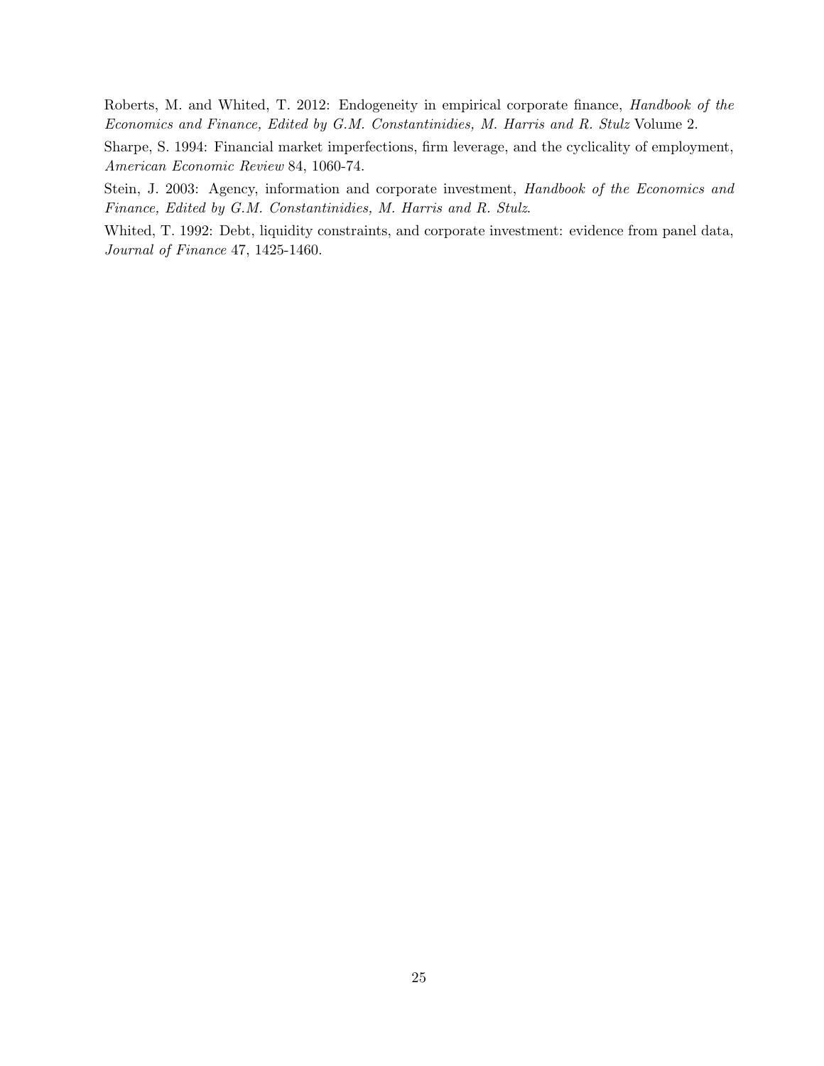Roberts, M. and Whited, T. 2012: Endogeneity in empirical corporate finance, *Handbook of the Economics and Finance, Edited by G.M. Constantinidies, M. Harris and R. Stulz* Volume 2.

Sharpe, S. 1994: Financial market imperfections, firm leverage, and the cyclicality of employment, *American Economic Review* 84, 1060-74.

Stein, J. 2003: Agency, information and corporate investment, *Handbook of the Economics and Finance, Edited by G.M. Constantinidies, M. Harris and R. Stulz*.

Whited, T. 1992: Debt, liquidity constraints, and corporate investment: evidence from panel data, *Journal of Finance* 47, 1425-1460.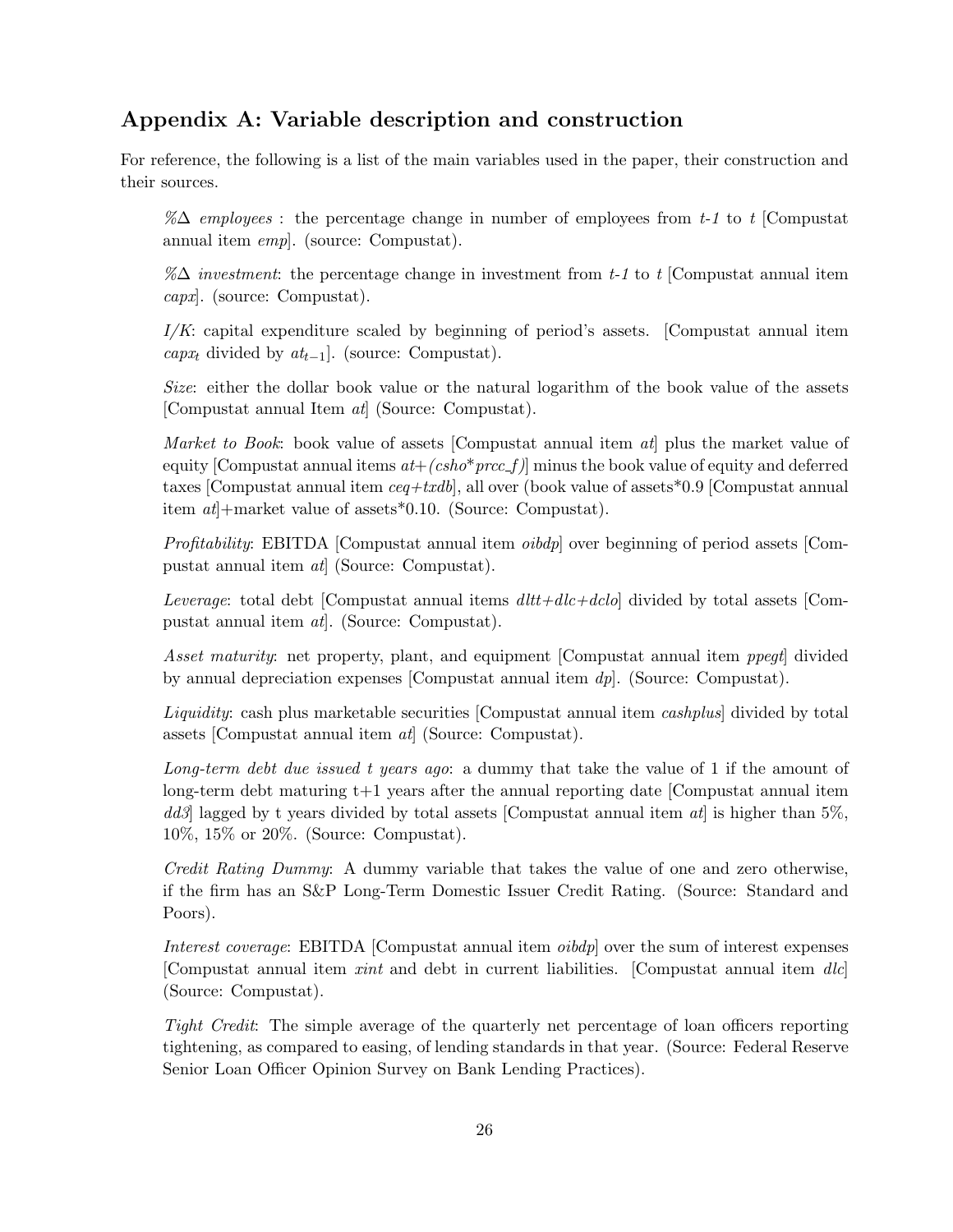## Appendix A: Variable description and construction

For reference, the following is a list of the main variables used in the paper, their construction and their sources.

*%Δ employees* : the percentage change in number of employees from *t-1* to *t* [Compustat annual item *emp*]. (source: Compustat).

*%Δ investment*: the percentage change in investment from *t-1* to *t* [Compustat annual item *capx*]. (source: Compustat).

*I/K*: capital expenditure scaled by beginning of period's assets. [Compustat annual item $capx_t$ divided by $at_{t-1}$]. (source: Compustat).

*Size*: either the dollar book value or the natural logarithm of the book value of the assets [Compustat annual Item *at*] (Source: Compustat).

*Market to Book*: book value of assets [Compustat annual item *at*] plus the market value of equity [Compustat annual items *at+(csho*prcc_f)*] minus the book value of equity and deferred taxes [Compustat annual item *ceq+txdb*], all over (book value of assets*0.9 [Compustat annual item *at*]+market value of assets*0.10. (Source: Compustat).

*Profitability*: EBITDA [Compustat annual item *oibdp*] over beginning of period assets [Compustat annual item *at*] (Source: Compustat).

*Leverage*: total debt [Compustat annual items *dltt+dlc+dclo*] divided by total assets [Compustat annual item *at*]. (Source: Compustat).

*Asset maturity*: net property, plant, and equipment [Compustat annual item *ppegt*] divided by annual depreciation expenses [Compustat annual item *dp*]. (Source: Compustat).

*Liquidity*: cash plus marketable securities [Compustat annual item *cashplus*] divided by total assets [Compustat annual item *at*] (Source: Compustat).

*Long-term debt due issued t years ago*: a dummy that take the value of 1 if the amount of long-term debt maturing t+1 years after the annual reporting date [Compustat annual item *dd3*] lagged by t years divided by total assets [Compustat annual item *at*] is higher than 5%, 10%, 15% or 20%. (Source: Compustat).

*Credit Rating Dummy*: A dummy variable that takes the value of one and zero otherwise, if the firm has an S&P Long-Term Domestic Issuer Credit Rating. (Source: Standard and Poors).

*Interest coverage*: EBITDA [Compustat annual item *oibdp*] over the sum of interest expenses [Compustat annual item *xint* and debt in current liabilities. [Compustat annual item *dlc*] (Source: Compustat).

*Tight Credit*: The simple average of the quarterly net percentage of loan officers reporting tightening, as compared to easing, of lending standards in that year. (Source: Federal Reserve Senior Loan Officer Opinion Survey on Bank Lending Practices).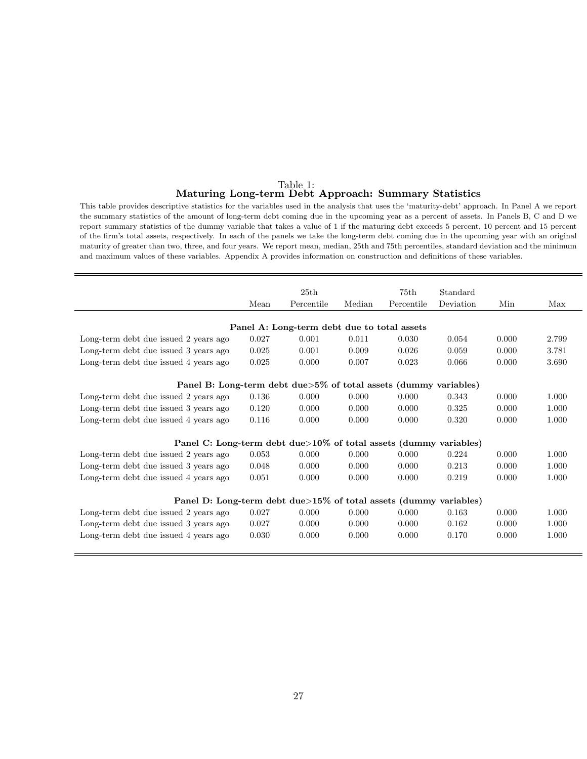Table 1:
**Maturing Long-term Debt Approach: Summary Statistics**

This table provides descriptive statistics for the variables used in the analysis that uses the 'maturity-debt' approach. In Panel A we report the summary statistics of the amount of long-term debt coming due in the upcoming year as a percent of assets. In Panels B, C and D we report summary statistics of the dummy variable that takes a value of 1 if the maturing debt exceeds 5 percent, 10 percent and 15 percent of the firm's total assets, respectively. In each of the panels we take the long-term debt coming due in the upcoming year with an original maturity of greater than two, three, and four years. We report mean, median, 25th and 75th percentiles, standard deviation and the minimum and maximum values of these variables. Appendix A provides information on construction and definitions of these variables.

| | Mean | 25th Percentile | Median | 75th Percentile | Standard Deviation | Min | Max |
|---|---|---|---|---|---|---|---|
| **Panel A: Long-term debt due to total assets** | | | | | | | |
| Long-term debt due issued 2 years ago | 0.027 | 0.001 | 0.011 | 0.030 | 0.054 | 0.000 | 2.799 |
| Long-term debt due issued 3 years ago | 0.025 | 0.001 | 0.009 | 0.026 | 0.059 | 0.000 | 3.781 |
| Long-term debt due issued 4 years ago | 0.025 | 0.000 | 0.007 | 0.023 | 0.066 | 0.000 | 3.690 |
| **Panel B: Long-term debt due>5% of total assets (dummy variables)** | | | | | | | |
| Long-term debt due issued 2 years ago | 0.136 | 0.000 | 0.000 | 0.000 | 0.343 | 0.000 | 1.000 |
| Long-term debt due issued 3 years ago | 0.120 | 0.000 | 0.000 | 0.000 | 0.325 | 0.000 | 1.000 |
| Long-term debt due issued 4 years ago | 0.116 | 0.000 | 0.000 | 0.000 | 0.320 | 0.000 | 1.000 |
| **Panel C: Long-term debt due>10% of total assets (dummy variables)** | | | | | | | |
| Long-term debt due issued 2 years ago | 0.053 | 0.000 | 0.000 | 0.000 | 0.224 | 0.000 | 1.000 |
| Long-term debt due issued 3 years ago | 0.048 | 0.000 | 0.000 | 0.000 | 0.213 | 0.000 | 1.000 |
| Long-term debt due issued 4 years ago | 0.051 | 0.000 | 0.000 | 0.000 | 0.219 | 0.000 | 1.000 |
| **Panel D: Long-term debt due>15% of total assets (dummy variables)** | | | | | | | |
| Long-term debt due issued 2 years ago | 0.027 | 0.000 | 0.000 | 0.000 | 0.163 | 0.000 | 1.000 |
| Long-term debt due issued 3 years ago | 0.027 | 0.000 | 0.000 | 0.000 | 0.162 | 0.000 | 1.000 |
| Long-term debt due issued 4 years ago | 0.030 | 0.000 | 0.000 | 0.000 | 0.170 | 0.000 | 1.000 |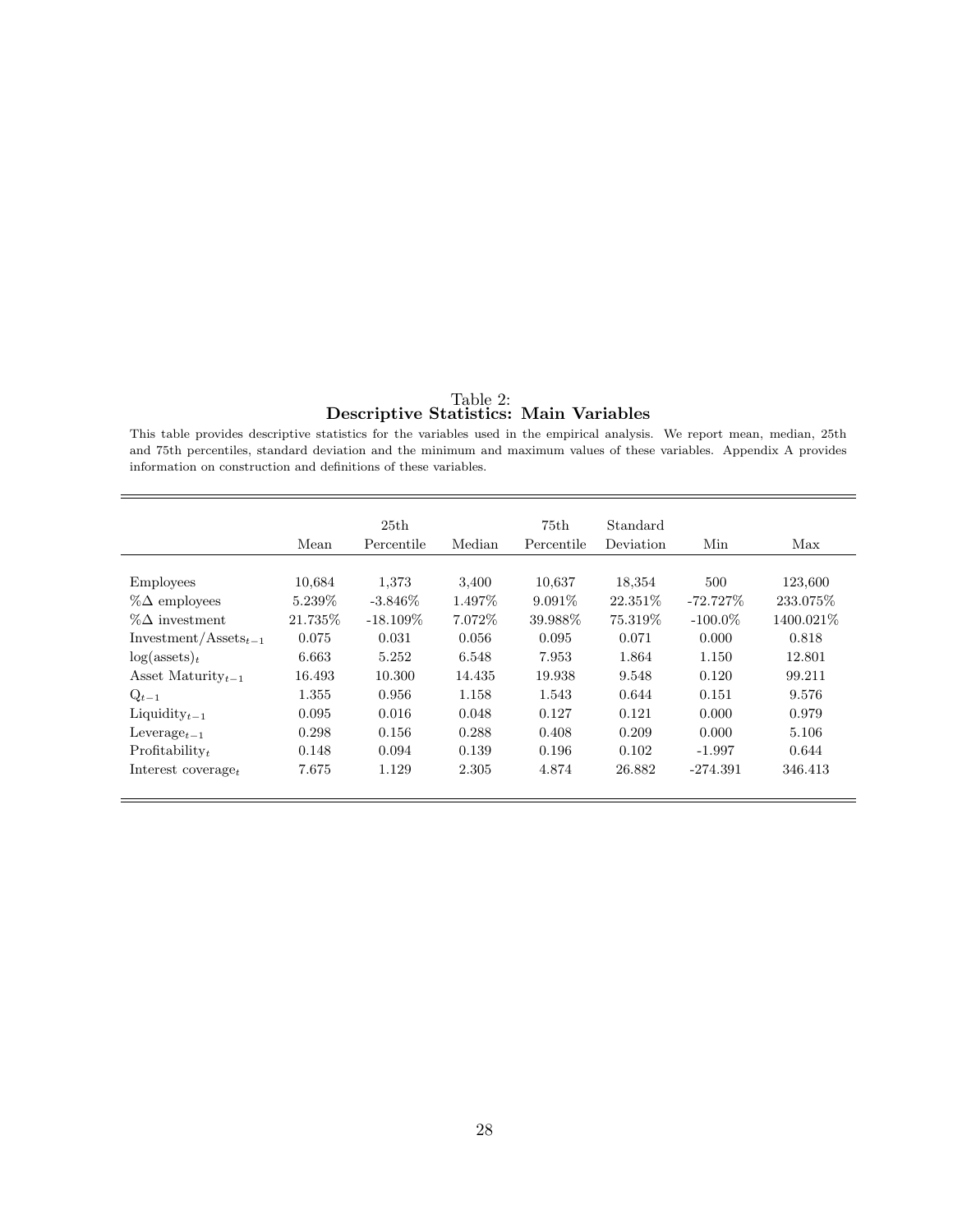Table 2:
**Descriptive Statistics: Main Variables**

This table provides descriptive statistics for the variables used in the empirical analysis. We report mean, median, 25th and 75th percentiles, standard deviation and the minimum and maximum values of these variables. Appendix A provides information on construction and definitions of these variables.

| | Mean | 25th Percentile | Median | 75th Percentile | Standard Deviation | Min | Max |
|---|---|---|---|---|---|---|---|
| Employees | 10,684 | 1,373 | 3,400 | 10,637 | 18,354 | 500 | 123,600 |
| %$\Delta$ employees | 5.239% | -3.846% | 1.497% | 9.091% | 22.351% | -72.727% | 233.075% |
| %$\Delta$ investment | 21.735% | -18.109% | 7.072% | 39.988% | 75.319% | -100.0% | 1400.021% |
| Investment/Assets$_{t-1}$ | 0.075 | 0.031 | 0.056 | 0.095 | 0.071 | 0.000 | 0.818 |
| log(assets)$_t$ | 6.663 | 5.252 | 6.548 | 7.953 | 1.864 | 1.150 | 12.801 |
| Asset Maturity$_{t-1}$ | 16.493 | 10.300 | 14.435 | 19.938 | 9.548 | 0.120 | 99.211 |
| Q$_{t-1}$ | 1.355 | 0.956 | 1.158 | 1.543 | 0.644 | 0.151 | 9.576 |
| Liquidity$_{t-1}$ | 0.095 | 0.016 | 0.048 | 0.127 | 0.121 | 0.000 | 0.979 |
| Leverage$_{t-1}$ | 0.298 | 0.156 | 0.288 | 0.408 | 0.209 | 0.000 | 5.106 |
| Profitability$_t$ | 0.148 | 0.094 | 0.139 | 0.196 | 0.102 | -1.997 | 0.644 |
| Interest coverage$_t$ | 7.675 | 1.129 | 2.305 | 4.874 | 26.882 | -274.391 | 346.413 |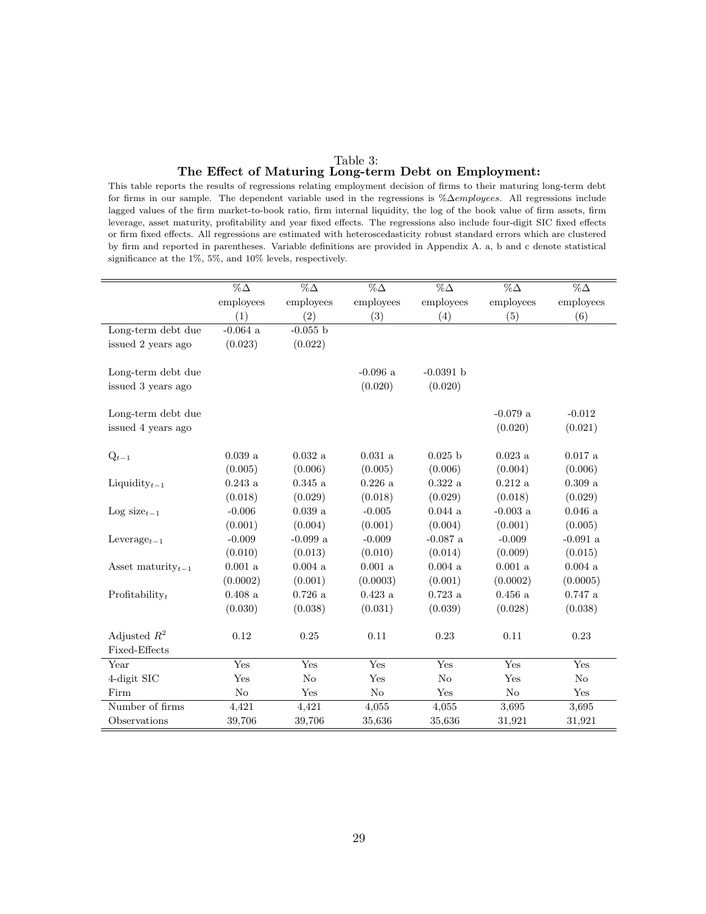Table 3:
**The Effect of Maturing Long-term Debt on Employment:**

This table reports the results of regressions relating employment decision of firms to their maturing long-term debt for firms in our sample. The dependent variable used in the regressions is $\%\Delta employees$. All regressions include lagged values of the firm market-to-book ratio, firm internal liquidity, the log of the book value of firm assets, firm leverage, asset maturity, profitability and year fixed effects. The regressions also include four-digit SIC fixed effects or firm fixed effects. All regressions are estimated with heteroscedasticity robust standard errors which are clustered by firm and reported in parentheses. Variable definitions are provided in Appendix A. a, b and c denote statistical significance at the 1%, 5%, and 10% levels, respectively.

| | $\%\Delta$ employees (1) | $\%\Delta$ employees (2) | $\%\Delta$ employees (3) | $\%\Delta$ employees (4) | $\%\Delta$ employees (5) | $\%\Delta$ employees (6) |
|---|---|---|---|---|---|---|
| Long-term debt due issued 2 years ago | -0.064 a | -0.055 b | | | | |
| | (0.023) | (0.022) | | | | |
| Long-term debt due issued 3 years ago | | | -0.096 a | -0.0391 b | | |
| | | | (0.020) | (0.020) | | |
| Long-term debt due issued 4 years ago | | | | | -0.079 a | -0.012 |
| | | | | | (0.020) | (0.021) |
| $Q_{t-1}$ | 0.039 a | 0.032 a | 0.031 a | 0.025 b | 0.023 a | 0.017 a |
| | (0.005) | (0.006) | (0.005) | (0.006) | (0.004) | (0.006) |
| $\text{Liquidity}_{t-1}$ | 0.243 a | 0.345 a | 0.226 a | 0.322 a | 0.212 a | 0.309 a |
| | (0.018) | (0.029) | (0.018) | (0.029) | (0.018) | (0.029) |
| $\text{Log size}_{t-1}$ | -0.006 | 0.039 a | -0.005 | 0.044 a | -0.003 a | 0.046 a |
| | (0.001) | (0.004) | (0.001) | (0.004) | (0.001) | (0.005) |
| $\text{Leverage}_{t-1}$ | -0.009 | -0.099 a | -0.009 | -0.087 a | -0.009 | -0.091 a |
| | (0.010) | (0.013) | (0.010) | (0.014) | (0.009) | (0.015) |
| $\text{Asset maturity}_{t-1}$ | 0.001 a | 0.004 a | 0.001 a | 0.004 a | 0.001 a | 0.004 a |
| | (0.0002) | (0.001) | (0.0003) | (0.001) | (0.0002) | (0.0005) |
| $\text{Profitability}_{t}$ | 0.408 a | 0.726 a | 0.423 a | 0.723 a | 0.456 a | 0.747 a |
| | (0.030) | (0.038) | (0.031) | (0.039) | (0.028) | (0.038) |
| Adjusted $R^2$ | 0.12 | 0.25 | 0.11 | 0.23 | 0.11 | 0.23 |
| Fixed-Effects | | | | | | |
| Year | Yes | Yes | Yes | Yes | Yes | Yes |
| 4-digit SIC | Yes | No | Yes | No | Yes | No |
| Firm | No | Yes | No | Yes | No | Yes |
| Number of firms | 4,421 | 4,421 | 4,055 | 4,055 | 3,695 | 3,695 |
| Observations | 39,706 | 39,706 | 35,636 | 35,636 | 31,921 | 31,921 |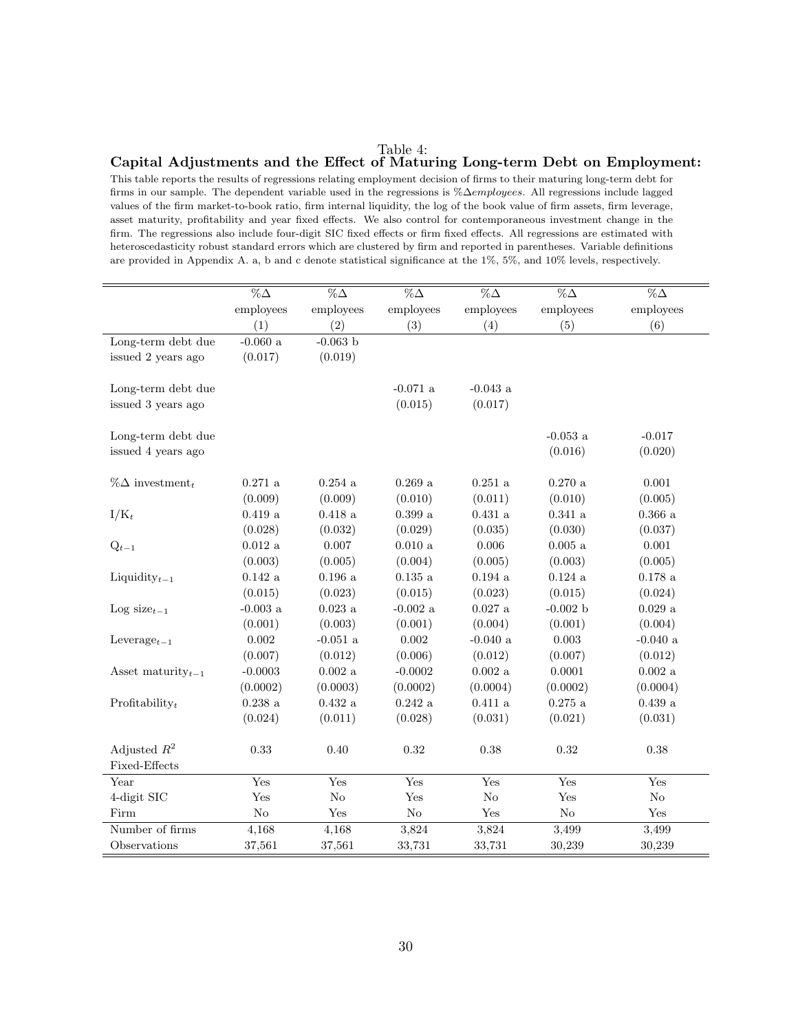Table 4:

**Capital Adjustments and the Effect of Maturing Long-term Debt on Employment:**

This table reports the results of regressions relating employment decision of firms to their maturing long-term debt for firms in our sample. The dependent variable used in the regressions is $\%\Delta employees$. All regressions include lagged values of the firm market-to-book ratio, firm internal liquidity, the log of the book value of firm assets, firm leverage, asset maturity, profitability and year fixed effects. We also control for contemporaneous investment change in the firm. The regressions also include four-digit SIC fixed effects or firm fixed effects. All regressions are estimated with heteroscedasticity robust standard errors which are clustered by firm and reported in parentheses. Variable definitions are provided in Appendix A. a, b and c denote statistical significance at the 1%, 5%, and 10% levels, respectively.

| | %Δ employees (1) | %Δ employees (2) | %Δ employees (3) | %Δ employees (4) | %Δ employees (5) | %Δ employees (6) |
|---|---|---|---|---|---|---|
| Long-term debt due issued 2 years ago | -0.060 a | -0.063 b | | | | |
| | (0.017) | (0.019) | | | | |
| Long-term debt due issued 3 years ago | | | -0.071 a | -0.043 a | | |
| | | | (0.015) | (0.017) | | |
| Long-term debt due issued 4 years ago | | | | | -0.053 a | -0.017 |
| | | | | | (0.016) | (0.020) |
| $\%\Delta$ investment$_t$ | 0.271 a | 0.254 a | 0.269 a | 0.251 a | 0.270 a | 0.001 |
| | (0.009) | (0.009) | (0.010) | (0.011) | (0.010) | (0.005) |
| $I/K_t$ | 0.419 a | 0.418 a | 0.399 a | 0.431 a | 0.341 a | 0.366 a |
| | (0.028) | (0.032) | (0.029) | (0.035) | (0.030) | (0.037) |
| $Q_{t-1}$ | 0.012 a | 0.007 | 0.010 a | 0.006 | 0.005 a | 0.001 |
| | (0.003) | (0.005) | (0.004) | (0.005) | (0.003) | (0.005) |
| Liquidity$_{t-1}$ | 0.142 a | 0.196 a | 0.135 a | 0.194 a | 0.124 a | 0.178 a |
| | (0.015) | (0.023) | (0.015) | (0.023) | (0.015) | (0.024) |
| Log size$_{t-1}$ | -0.003 a | 0.023 a | -0.002 a | 0.027 a | -0.002 b | 0.029 a |
| | (0.001) | (0.003) | (0.001) | (0.004) | (0.001) | (0.004) |
| Leverage$_{t-1}$ | 0.002 | -0.051 a | 0.002 | -0.040 a | 0.003 | -0.040 a |
| | (0.007) | (0.012) | (0.006) | (0.012) | (0.007) | (0.012) |
| Asset maturity$_{t-1}$ | -0.0003 | 0.002 a | -0.0002 | 0.002 a | 0.0001 | 0.002 a |
| | (0.0002) | (0.0003) | (0.0002) | (0.0004) | (0.0002) | (0.0004) |
| Profitability$_t$ | 0.238 a | 0.432 a | 0.242 a | 0.411 a | 0.275 a | 0.439 a |
| | (0.024) | (0.011) | (0.028) | (0.031) | (0.021) | (0.031) |
| Adjusted $R^2$ | 0.33 | 0.40 | 0.32 | 0.38 | 0.32 | 0.38 |
| Fixed-Effects | | | | | | |
| Year | Yes | Yes | Yes | Yes | Yes | Yes |
| 4-digit SIC | Yes | No | Yes | No | Yes | No |
| Firm | No | Yes | No | Yes | No | Yes |
| Number of firms | 4,168 | 4,168 | 3,824 | 3,824 | 3,499 | 3,499 |
| Observations | 37,561 | 37,561 | 33,731 | 33,731 | 30,239 | 30,239 |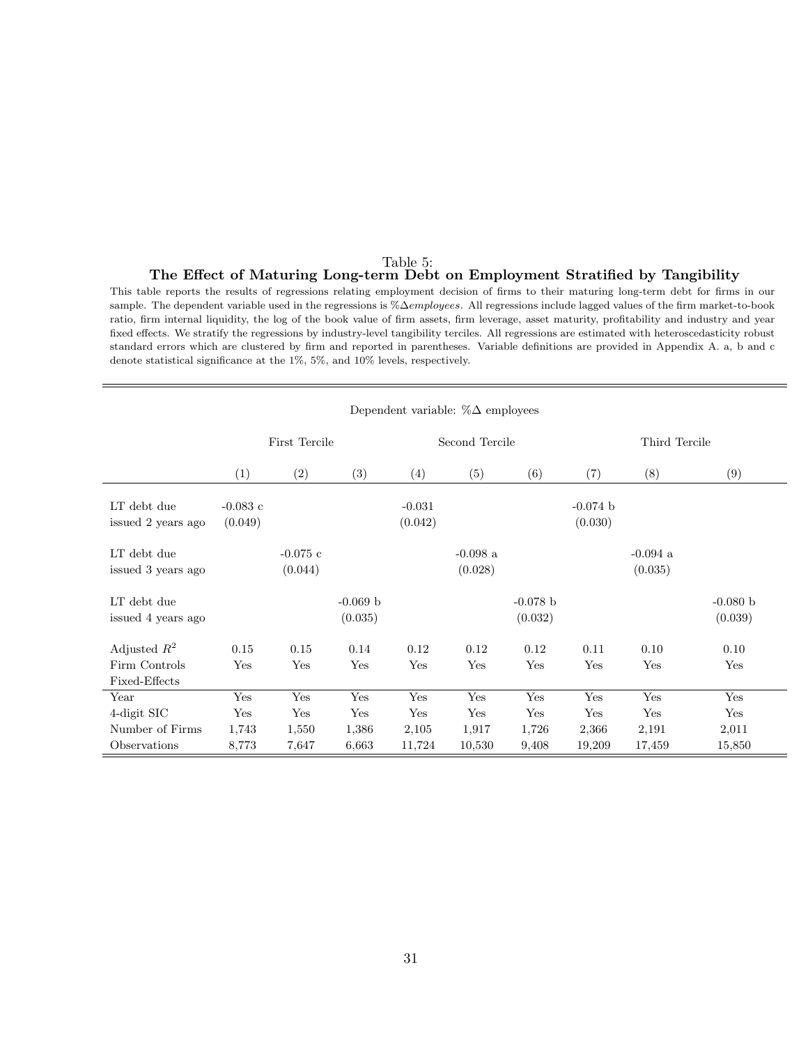Table 5:

**The Effect of Maturing Long-term Debt on Employment Stratified by Tangibility**

This table reports the results of regressions relating employment decision of firms to their maturing long-term debt for firms in our sample. The dependent variable used in the regressions is $\%\Delta employees$. All regressions include lagged values of the firm market-to-book ratio, firm internal liquidity, the log of the book value of firm assets, firm leverage, asset maturity, profitability and industry and year fixed effects. We stratify the regressions by industry-level tangibility terciles. All regressions are estimated with heteroscedasticity robust standard errors which are clustered by firm and reported in parentheses. Variable definitions are provided in Appendix A. a, b and c denote statistical significance at the 1%, 5%, and 10% levels, respectively.

| | Dependent variable: $\%\Delta$ employees | | | | | | | | |
|---|---|---|---|---|---|---|---|---|---|
| | First Tercile | | | Second Tercile | | | Third Tercile | | |
| | (1) | (2) | (3) | (4) | (5) | (6) | (7) | (8) | (9) |
| LT debt due issued 2 years ago | -0.083 c | | | -0.031 | | | -0.074 b | | |
| | (0.049) | | | (0.042) | | | (0.030) | | |
| LT debt due issued 3 years ago | | -0.075 c | | | -0.098 a | | | -0.094 a | |
| | | (0.044) | | | (0.028) | | | (0.035) | |
| LT debt due issued 4 years ago | | | -0.069 b | | | -0.078 b | | | -0.080 b |
| | | | (0.035) | | | (0.032) | | | (0.039) |
| Adjusted $R^2$ | 0.15 | 0.15 | 0.14 | 0.12 | 0.12 | 0.12 | 0.11 | 0.10 | 0.10 |
| Firm Controls | Yes | Yes | Yes | Yes | Yes | Yes | Yes | Yes | Yes |
| Fixed-Effects | | | | | | | | | |
| Year | Yes | Yes | Yes | Yes | Yes | Yes | Yes | Yes | Yes |
| 4-digit SIC | Yes | Yes | Yes | Yes | Yes | Yes | Yes | Yes | Yes |
| Number of Firms | 1,743 | 1,550 | 1,386 | 2,105 | 1,917 | 1,726 | 2,366 | 2,191 | 2,011 |
| Observations | 8,773 | 7,647 | 6,663 | 11,724 | 10,530 | 9,408 | 19,209 | 17,459 | 15,850 |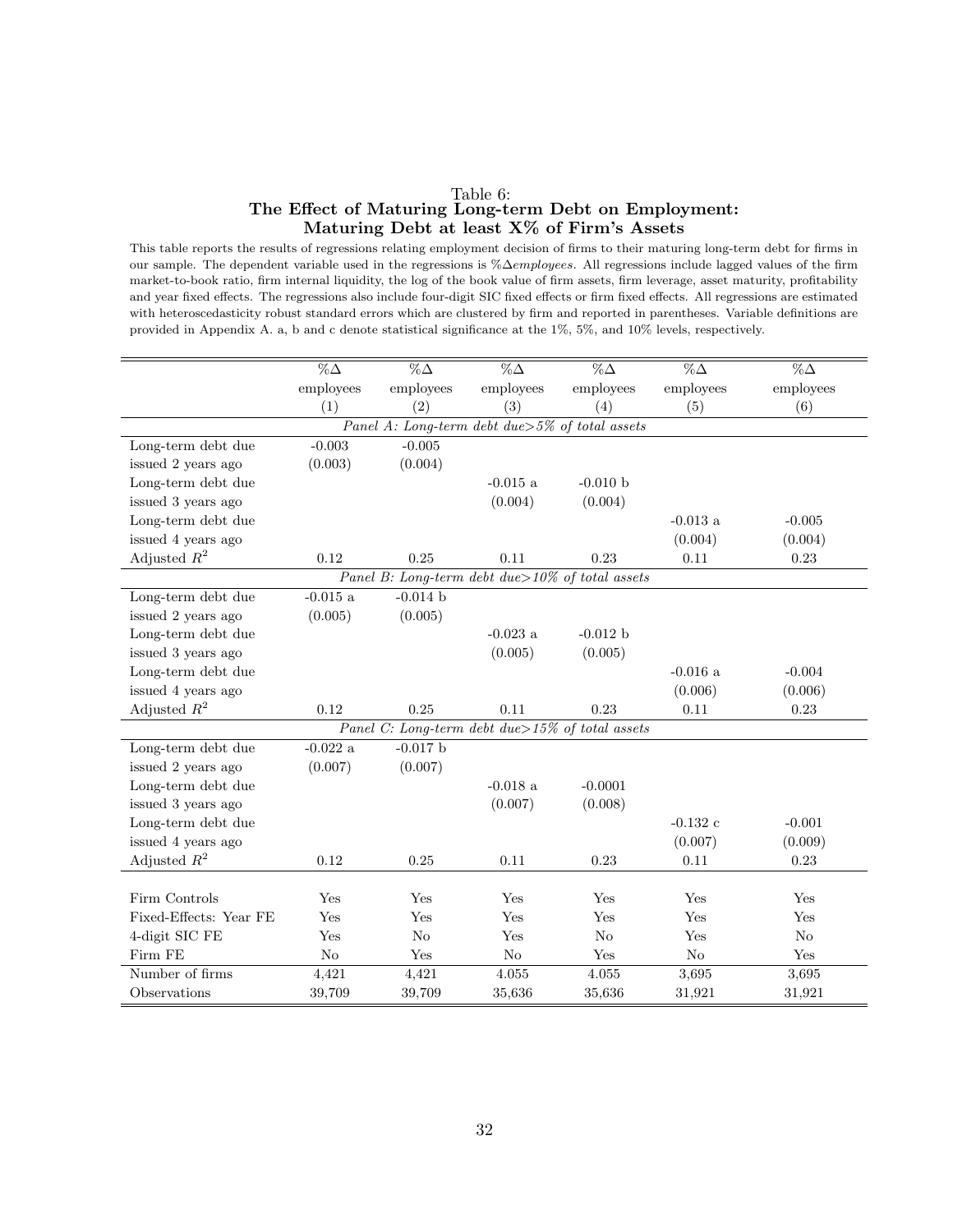Table 6:
**The Effect of Maturing Long-term Debt on Employment: Maturing Debt at least X% of Firm's Assets**

This table reports the results of regressions relating employment decision of firms to their maturing long-term debt for firms in our sample. The dependent variable used in the regressions is $\%\Delta employees$. All regressions include lagged values of the firm market-to-book ratio, firm internal liquidity, the log of the book value of firm assets, firm leverage, asset maturity, profitability and year fixed effects. The regressions also include four-digit SIC fixed effects or firm fixed effects. All regressions are estimated with heteroscedasticity robust standard errors which are clustered by firm and reported in parentheses. Variable definitions are provided in Appendix A. a, b and c denote statistical significance at the 1%, 5%, and 10% levels, respectively.

| | $\%\Delta$ employees (1) | $\%\Delta$ employees (2) | $\%\Delta$ employees (3) | $\%\Delta$ employees (4) | $\%\Delta$ employees (5) | $\%\Delta$ employees (6) |
|---|---|---|---|---|---|---|
| *Panel A: Long-term debt due>5% of total assets* | | | | | | |
| Long-term debt due issued 2 years ago | -0.003 | -0.005 | | | | |
| | (0.003) | (0.004) | | | | |
| Long-term debt due issued 3 years ago | | | -0.015 a | -0.010 b | | |
| | | | (0.004) | (0.004) | | |
| Long-term debt due issued 4 years ago | | | | | -0.013 a | -0.005 |
| | | | | | (0.004) | (0.004) |
| Adjusted $R^2$ | 0.12 | 0.25 | 0.11 | 0.23 | 0.11 | 0.23 |
| *Panel B: Long-term debt due>10% of total assets* | | | | | | |
| Long-term debt due issued 2 years ago | -0.015 a | -0.014 b | | | | |
| | (0.005) | (0.005) | | | | |
| Long-term debt due issued 3 years ago | | | -0.023 a | -0.012 b | | |
| | | | (0.005) | (0.005) | | |
| Long-term debt due issued 4 years ago | | | | | -0.016 a | -0.004 |
| | | | | | (0.006) | (0.006) |
| Adjusted $R^2$ | 0.12 | 0.25 | 0.11 | 0.23 | 0.11 | 0.23 |
| *Panel C: Long-term debt due>15% of total assets* | | | | | | |
| Long-term debt due issued 2 years ago | -0.022 a | -0.017 b | | | | |
| | (0.007) | (0.007) | | | | |
| Long-term debt due issued 3 years ago | | | -0.018 a | -0.0001 | | |
| | | | (0.007) | (0.008) | | |
| Long-term debt due issued 4 years ago | | | | | -0.132 c | -0.001 |
| | | | | | (0.007) | (0.009) |
| Adjusted $R^2$ | 0.12 | 0.25 | 0.11 | 0.23 | 0.11 | 0.23 |
| Firm Controls | Yes | Yes | Yes | Yes | Yes | Yes |
| Fixed-Effects: Year FE | Yes | Yes | Yes | Yes | Yes | Yes |
| 4-digit SIC FE | Yes | No | Yes | No | Yes | No |
| Firm FE | No | Yes | No | Yes | No | Yes |
| Number of firms | 4,421 | 4,421 | 4.055 | 4.055 | 3,695 | 3,695 |
| Observations | 39,709 | 39,709 | 35,636 | 35,636 | 31,921 | 31,921 |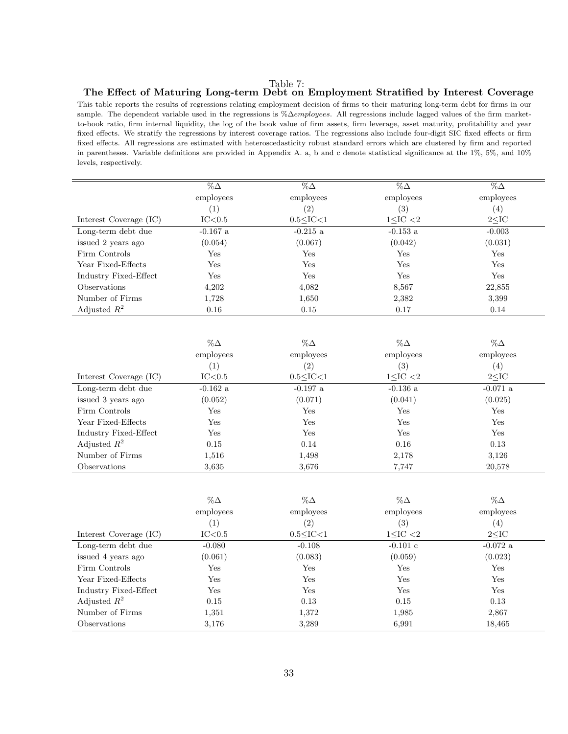Table 7:
**The Effect of Maturing Long-term Debt on Employment Stratified by Interest Coverage**

This table reports the results of regressions relating employment decision of firms to their maturing long-term debt for firms in our sample. The dependent variable used in the regressions is %$\Delta$*employees*. All regressions include lagged values of the firm market-to-book ratio, firm internal liquidity, the log of the book value of firm assets, firm leverage, asset maturity, profitability and year fixed effects. We stratify the regressions by interest coverage ratios. The regressions also include four-digit SIC fixed effects or firm fixed effects. All regressions are estimated with heteroscedasticity robust standard errors which are clustered by firm and reported in parentheses. Variable definitions are provided in Appendix A. a, b and c denote statistical significance at the 1%, 5%, and 10% levels, respectively.

| | %$\Delta$ employees | %$\Delta$ employees | %$\Delta$ employees | %$\Delta$ employees |
|---|---|---|---|---|
| | (1) | (2) | (3) | (4) |
| Interest Coverage (IC) | IC<0.5 | 0.5≤IC<1 | 1≤IC <2 | 2≤IC |
| Long-term debt due | -0.167 a | -0.215 a | -0.153 a | -0.003 |
| issued 2 years ago | (0.054) | (0.067) | (0.042) | (0.031) |
| Firm Controls | Yes | Yes | Yes | Yes |
| Year Fixed-Effects | Yes | Yes | Yes | Yes |
| Industry Fixed-Effect | Yes | Yes | Yes | Yes |
| Observations | 4,202 | 4,082 | 8,567 | 22,855 |
| Number of Firms | 1,728 | 1,650 | 2,382 | 3,399 |
| Adjusted $R^2$ | 0.16 | 0.15 | 0.17 | 0.14 |

| | %$\Delta$ employees | %$\Delta$ employees | %$\Delta$ employees | %$\Delta$ employees |
|---|---|---|---|---|
| | (1) | (2) | (3) | (4) |
| Interest Coverage (IC) | IC<0.5 | 0.5≤IC<1 | 1≤IC <2 | 2≤IC |
| Long-term debt due | -0.162 a | -0.197 a | -0.136 a | -0.071 a |
| issued 3 years ago | (0.052) | (0.071) | (0.041) | (0.025) |
| Firm Controls | Yes | Yes | Yes | Yes |
| Year Fixed-Effects | Yes | Yes | Yes | Yes |
| Industry Fixed-Effect | Yes | Yes | Yes | Yes |
| Adjusted $R^2$ | 0.15 | 0.14 | 0.16 | 0.13 |
| Number of Firms | 1,516 | 1,498 | 2,178 | 3,126 |
| Observations | 3,635 | 3,676 | 7,747 | 20,578 |

| | %$\Delta$ employees | %$\Delta$ employees | %$\Delta$ employees | %$\Delta$ employees |
|---|---|---|---|---|
| | (1) | (2) | (3) | (4) |
| Interest Coverage (IC) | IC<0.5 | 0.5≤IC<1 | 1≤IC <2 | 2≤IC |
| Long-term debt due | -0.080 | -0.108 | -0.101 c | -0.072 a |
| issued 4 years ago | (0.061) | (0.083) | (0.059) | (0.023) |
| Firm Controls | Yes | Yes | Yes | Yes |
| Year Fixed-Effects | Yes | Yes | Yes | Yes |
| Industry Fixed-Effect | Yes | Yes | Yes | Yes |
| Adjusted $R^2$ | 0.15 | 0.13 | 0.15 | 0.13 |
| Number of Firms | 1,351 | 1,372 | 1,985 | 2,867 |
| Observations | 3,176 | 3,289 | 6,991 | 18,465 |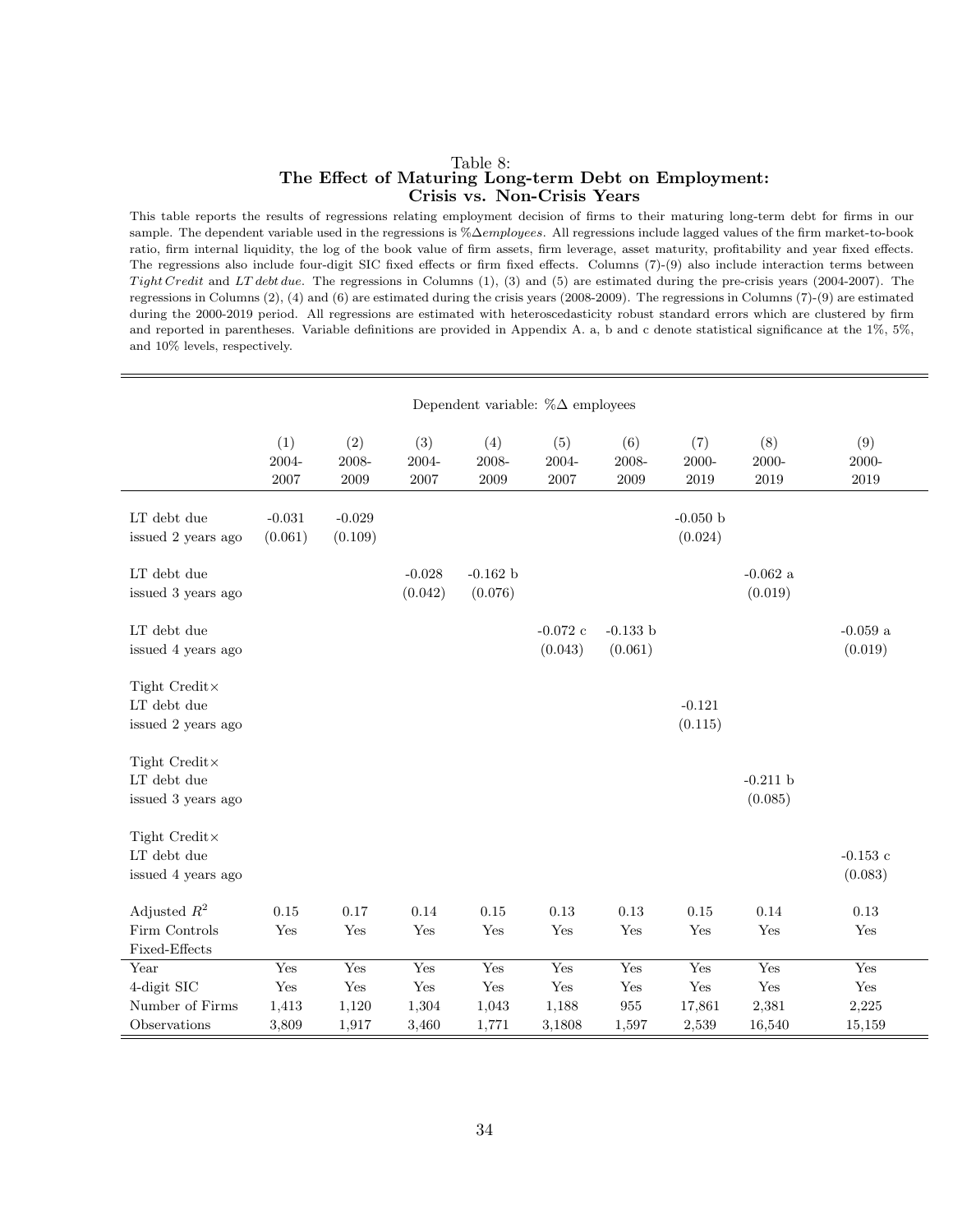# Table 8:
## The Effect of Maturing Long-term Debt on Employment: Crisis vs. Non-Crisis Years

This table reports the results of regressions relating employment decision of firms to their maturing long-term debt for firms in our sample. The dependent variable used in the regressions is $\%\Delta employees$. All regressions include lagged values of the firm market-to-book ratio, firm internal liquidity, the log of the book value of firm assets, firm leverage, asset maturity, profitability and year fixed effects. The regressions also include four-digit SIC fixed effects or firm fixed effects. Columns (7)-(9) also include interaction terms between $Tight\,Credit$ and $LT\,debt\,due$. The regressions in Columns (1), (3) and (5) are estimated during the pre-crisis years (2004-2007). The regressions in Columns (2), (4) and (6) are estimated during the crisis years (2008-2009). The regressions in Columns (7)-(9) are estimated during the 2000-2019 period. All regressions are estimated with heteroscedasticity robust standard errors which are clustered by firm and reported in parentheses. Variable definitions are provided in Appendix A. a, b and c denote statistical significance at the 1%, 5%, and 10% levels, respectively.

| | Dependent variable: $\%\Delta$ employees | | | | | | | | |
|---|---|---|---|---|---|---|---|---|---|
| | (1) 2004-2007 | (2) 2008-2009 | (3) 2004-2007 | (4) 2008-2009 | (5) 2004-2007 | (6) 2008-2009 | (7) 2000-2019 | (8) 2000-2019 | (9) 2000-2019 |
| LT debt due issued 2 years ago | -0.031 | -0.029 | | | | | -0.050 b | | |
| | (0.061) | (0.109) | | | | | (0.024) | | |
| LT debt due issued 3 years ago | | | -0.028 | -0.162 b | | | | -0.062 a | |
| | | | (0.042) | (0.076) | | | | (0.019) | |
| LT debt due issued 4 years ago | | | | | -0.072 c | -0.133 b | | | -0.059 a |
| | | | | | (0.043) | (0.061) | | | (0.019) |
| Tight Credit× LT debt due issued 2 years ago | | | | | | | -0.121 | | |
| | | | | | | | (0.115) | | |
| Tight Credit× LT debt due issued 3 years ago | | | | | | | | -0.211 b | |
| | | | | | | | | (0.085) | |
| Tight Credit× LT debt due issued 4 years ago | | | | | | | | | -0.153 c |
| | | | | | | | | | (0.083) |
| Adjusted $R^2$ | 0.15 | 0.17 | 0.14 | 0.15 | 0.13 | 0.13 | 0.15 | 0.14 | 0.13 |
| Firm Controls | Yes | Yes | Yes | Yes | Yes | Yes | Yes | Yes | Yes |
| Fixed-Effects | | | | | | | | | |
| Year | Yes | Yes | Yes | Yes | Yes | Yes | Yes | Yes | Yes |
| 4-digit SIC | Yes | Yes | Yes | Yes | Yes | Yes | Yes | Yes | Yes |
| Number of Firms | 1,413 | 1,120 | 1,304 | 1,043 | 1,188 | 955 | 17,861 | 2,381 | 2,225 |
| Observations | 3,809 | 1,917 | 3,460 | 1,771 | 3,1808 | 1,597 | 2,539 | 16,540 | 15,159 |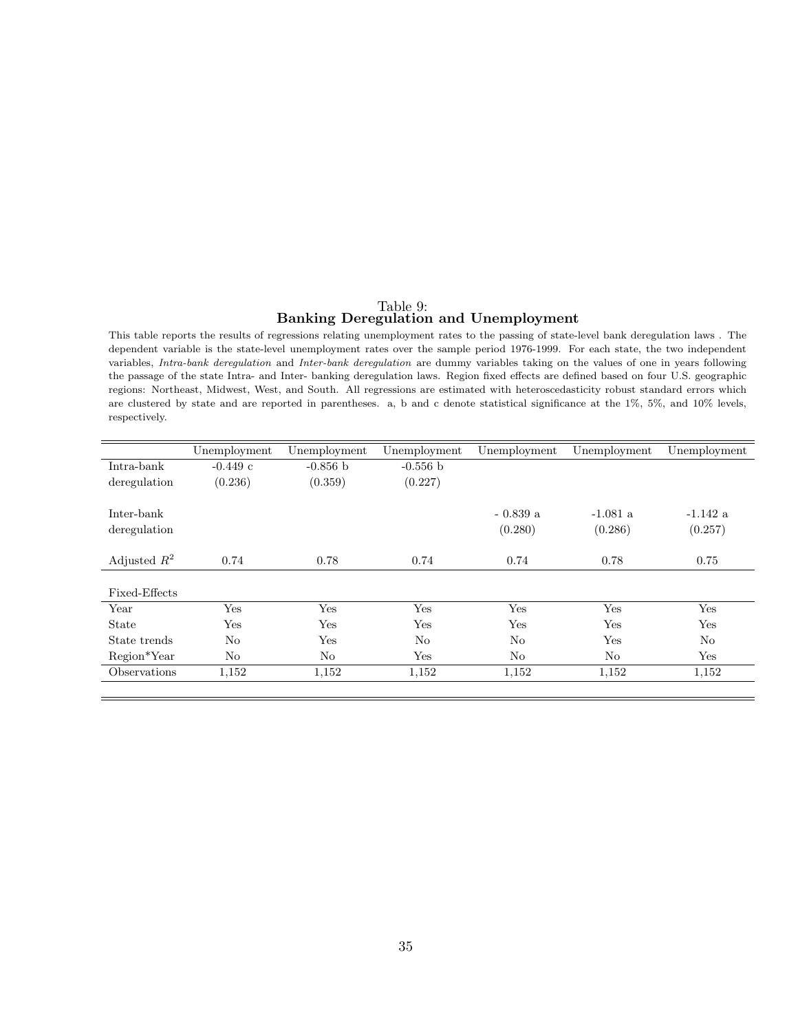Table 9:
**Banking Deregulation and Unemployment**

This table reports the results of regressions relating unemployment rates to the passing of state-level bank deregulation laws . The dependent variable is the state-level unemployment rates over the sample period 1976-1999. For each state, the two independent variables, *Intra-bank deregulation* and *Inter-bank deregulation* are dummy variables taking on the values of one in years following the passage of the state Intra- and Inter- banking deregulation laws. Region fixed effects are defined based on four U.S. geographic regions: Northeast, Midwest, West, and South. All regressions are estimated with heteroscedasticity robust standard errors which are clustered by state and are reported in parentheses. a, b and c denote statistical significance at the 1%, 5%, and 10% levels, respectively.

| | Unemployment | Unemployment | Unemployment | Unemployment | Unemployment | Unemployment |
|---|---|---|---|---|---|---|
| Intra-bank deregulation | -0.449 c | -0.856 b | -0.556 b | | | |
| | (0.236) | (0.359) | (0.227) | | | |
| Inter-bank deregulation | | | | - 0.839 a | -1.081 a | -1.142 a |
| | | | | (0.280) | (0.286) | (0.257) |
| Adjusted $R^2$ | 0.74 | 0.78 | 0.74 | 0.74 | 0.78 | 0.75 |
| Fixed-Effects | | | | | | |
| Year | Yes | Yes | Yes | Yes | Yes | Yes |
| State | Yes | Yes | Yes | Yes | Yes | Yes |
| State trends | No | Yes | No | No | Yes | No |
| Region*Year | No | No | Yes | No | No | Yes |
| Observations | 1,152 | 1,152 | 1,152 | 1,152 | 1,152 | 1,152 |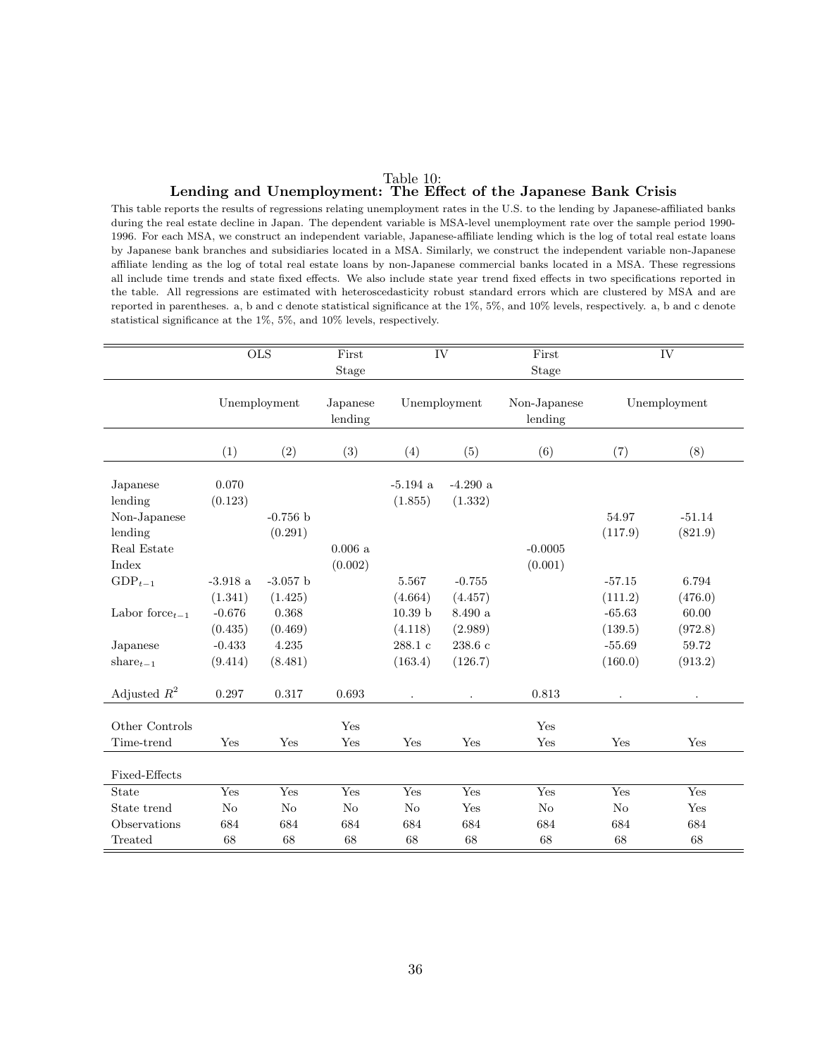Table 10:
**Lending and Unemployment: The Effect of the Japanese Bank Crisis**

This table reports the results of regressions relating unemployment rates in the U.S. to the lending by Japanese-affiliated banks during the real estate decline in Japan. The dependent variable is MSA-level unemployment rate over the sample period 1990-1996. For each MSA, we construct an independent variable, Japanese-affiliate lending which is the log of total real estate loans by Japanese bank branches and subsidiaries located in a MSA. Similarly, we construct the independent variable non-Japanese affiliate lending as the log of total real estate loans by non-Japanese commercial banks located in a MSA. These regressions all include time trends and state fixed effects. We also include state year trend fixed effects in two specifications reported in the table. All regressions are estimated with heteroscedasticity robust standard errors which are clustered by MSA and are reported in parentheses. a, b and c denote statistical significance at the 1%, 5%, and 10% levels, respectively. a, b and c denote statistical significance at the 1%, 5%, and 10% levels, respectively.

| | OLS | | First Stage | IV | | First Stage | IV | |
|---|---|---|---|---|---|---|---|---|
| | Unemployment | | Japanese lending | Unemployment | | Non-Japanese lending | Unemployment | |
| | (1) | (2) | (3) | (4) | (5) | (6) | (7) | (8) |
| Japanese lending | 0.070 | | | -5.194 a | -4.290 a | | | |
| | (0.123) | | | (1.855) | (1.332) | | | |
| Non-Japanese lending | | -0.756 b | | | | | 54.97 | -51.14 |
| | | (0.291) | | | | | (117.9) | (821.9) |
| Real Estate Index | | | 0.006 a | | | -0.0005 | | |
| | | | (0.002) | | | (0.001) | | |
| $GDP_{t-1}$ | -3.918 a | -3.057 b | | 5.567 | -0.755 | | -57.15 | 6.794 |
| | (1.341) | (1.425) | | (4.664) | (4.457) | | (111.2) | (476.0) |
| Labor $force_{t-1}$ | -0.676 | 0.368 | | 10.39 b | 8.490 a | | -65.63 | 60.00 |
| | (0.435) | (0.469) | | (4.118) | (2.989) | | (139.5) | (972.8) |
| Japanese $share_{t-1}$ | -0.433 | 4.235 | | 288.1 c | 238.6 c | | -55.69 | 59.72 |
| | (9.414) | (8.481) | | (163.4) | (126.7) | | (160.0) | (913.2) |
| Adjusted $R^2$ | 0.297 | 0.317 | 0.693 | . | . | 0.813 | . | . |
| Other Controls | | | Yes | | | Yes | | |
| Time-trend | Yes | Yes | Yes | Yes | Yes | Yes | Yes | Yes |
| Fixed-Effects | | | | | | | | |
| State | Yes | Yes | Yes | Yes | Yes | Yes | Yes | Yes |
| State trend | No | No | No | No | Yes | No | No | Yes |
| Observations | 684 | 684 | 684 | 684 | 684 | 684 | 684 | 684 |
| Treated | 68 | 68 | 68 | 68 | 68 | 68 | 68 | 68 |